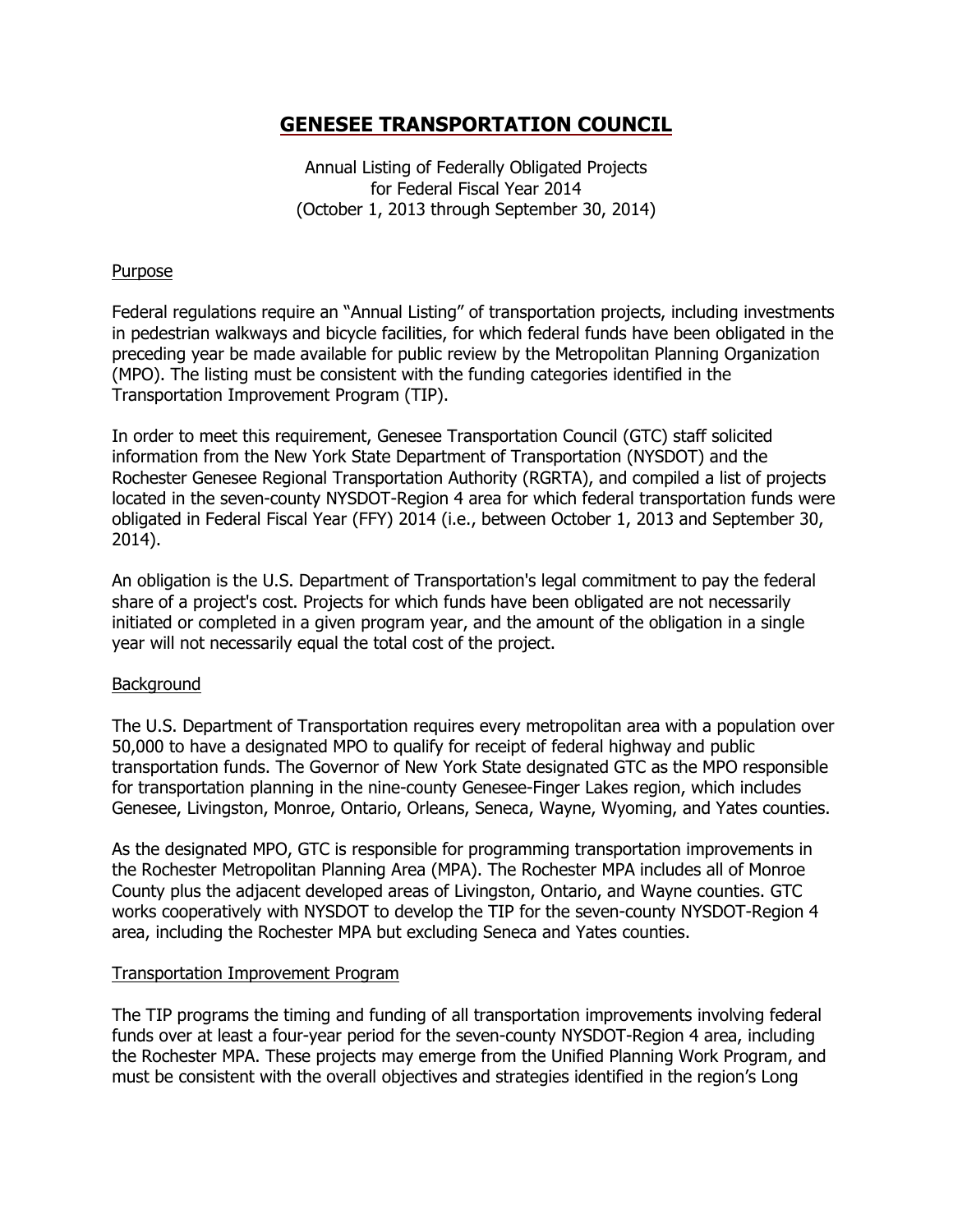# GENESEE TRANSPORTATION COUNCIL

Annual Listing of Federally Obligated Projects
for Federal Fiscal Year 2014
(October 1, 2013 through September 30, 2014)

## Purpose

Federal regulations require an "Annual Listing" of transportation projects, including investments in pedestrian walkways and bicycle facilities, for which federal funds have been obligated in the preceding year be made available for public review by the Metropolitan Planning Organization (MPO). The listing must be consistent with the funding categories identified in the Transportation Improvement Program (TIP).

In order to meet this requirement, Genesee Transportation Council (GTC) staff solicited information from the New York State Department of Transportation (NYSDOT) and the Rochester Genesee Regional Transportation Authority (RGRTA), and compiled a list of projects located in the seven-county NYSDOT-Region 4 area for which federal transportation funds were obligated in Federal Fiscal Year (FFY) 2014 (i.e., between October 1, 2013 and September 30, 2014).

An obligation is the U.S. Department of Transportation's legal commitment to pay the federal share of a project's cost. Projects for which funds have been obligated are not necessarily initiated or completed in a given program year, and the amount of the obligation in a single year will not necessarily equal the total cost of the project.

## Background

The U.S. Department of Transportation requires every metropolitan area with a population over 50,000 to have a designated MPO to qualify for receipt of federal highway and public transportation funds. The Governor of New York State designated GTC as the MPO responsible for transportation planning in the nine-county Genesee-Finger Lakes region, which includes Genesee, Livingston, Monroe, Ontario, Orleans, Seneca, Wayne, Wyoming, and Yates counties.

As the designated MPO, GTC is responsible for programming transportation improvements in the Rochester Metropolitan Planning Area (MPA). The Rochester MPA includes all of Monroe County plus the adjacent developed areas of Livingston, Ontario, and Wayne counties. GTC works cooperatively with NYSDOT to develop the TIP for the seven-county NYSDOT-Region 4 area, including the Rochester MPA but excluding Seneca and Yates counties.

## Transportation Improvement Program

The TIP programs the timing and funding of all transportation improvements involving federal funds over at least a four-year period for the seven-county NYSDOT-Region 4 area, including the Rochester MPA. These projects may emerge from the Unified Planning Work Program, and must be consistent with the overall objectives and strategies identified in the region's Long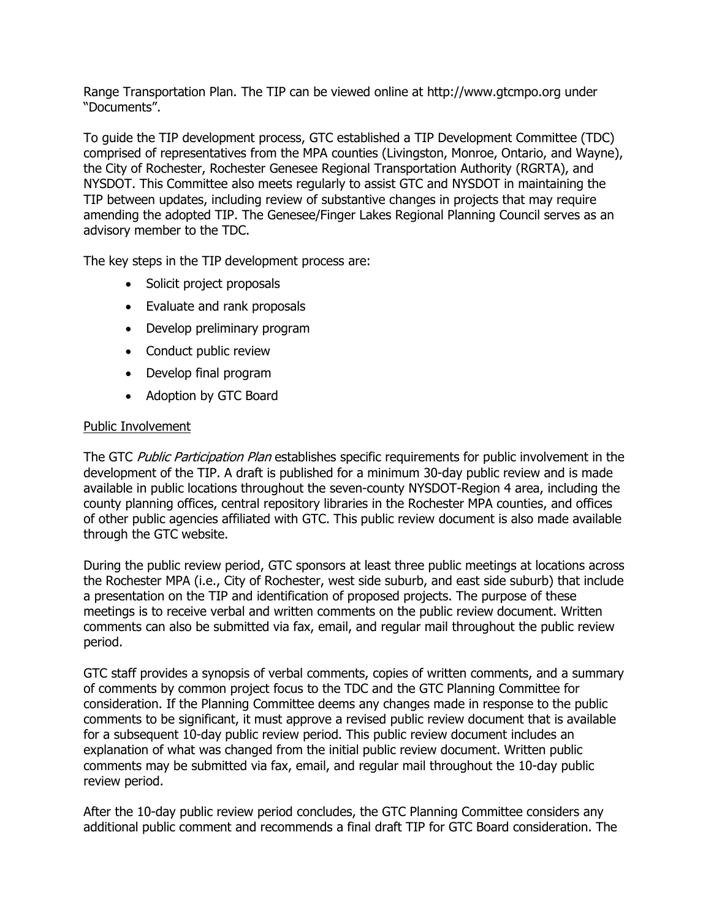Range Transportation Plan. The TIP can be viewed online at http://www.gtcmpo.org under "Documents".

To guide the TIP development process, GTC established a TIP Development Committee (TDC) comprised of representatives from the MPA counties (Livingston, Monroe, Ontario, and Wayne), the City of Rochester, Rochester Genesee Regional Transportation Authority (RGRTA), and NYSDOT. This Committee also meets regularly to assist GTC and NYSDOT in maintaining the TIP between updates, including review of substantive changes in projects that may require amending the adopted TIP. The Genesee/Finger Lakes Regional Planning Council serves as an advisory member to the TDC.

The key steps in the TIP development process are:

- Solicit project proposals
- Evaluate and rank proposals
- Develop preliminary program
- Conduct public review
- Develop final program
- Adoption by GTC Board

Public Involvement

The GTC *Public Participation Plan* establishes specific requirements for public involvement in the development of the TIP. A draft is published for a minimum 30-day public review and is made available in public locations throughout the seven-county NYSDOT-Region 4 area, including the county planning offices, central repository libraries in the Rochester MPA counties, and offices of other public agencies affiliated with GTC. This public review document is also made available through the GTC website.

During the public review period, GTC sponsors at least three public meetings at locations across the Rochester MPA (i.e., City of Rochester, west side suburb, and east side suburb) that include a presentation on the TIP and identification of proposed projects. The purpose of these meetings is to receive verbal and written comments on the public review document. Written comments can also be submitted via fax, email, and regular mail throughout the public review period.

GTC staff provides a synopsis of verbal comments, copies of written comments, and a summary of comments by common project focus to the TDC and the GTC Planning Committee for consideration. If the Planning Committee deems any changes made in response to the public comments to be significant, it must approve a revised public review document that is available for a subsequent 10-day public review period. This public review document includes an explanation of what was changed from the initial public review document. Written public comments may be submitted via fax, email, and regular mail throughout the 10-day public review period.

After the 10-day public review period concludes, the GTC Planning Committee considers any additional public comment and recommends a final draft TIP for GTC Board consideration. The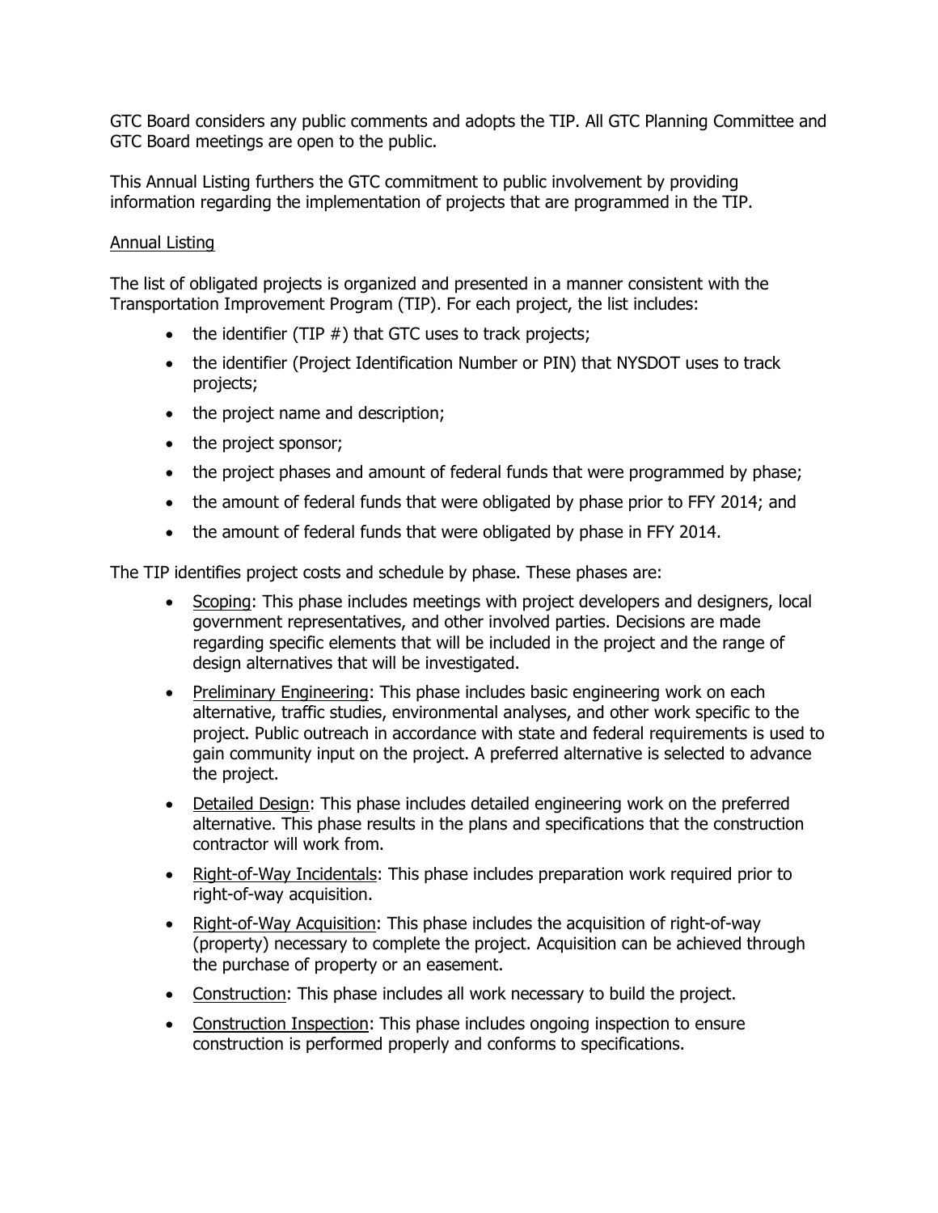GTC Board considers any public comments and adopts the TIP. All GTC Planning Committee and GTC Board meetings are open to the public.

This Annual Listing furthers the GTC commitment to public involvement by providing information regarding the implementation of projects that are programmed in the TIP.

## Annual Listing

The list of obligated projects is organized and presented in a manner consistent with the Transportation Improvement Program (TIP). For each project, the list includes:

- the identifier (TIP #) that GTC uses to track projects;
- the identifier (Project Identification Number or PIN) that NYSDOT uses to track projects;
- the project name and description;
- the project sponsor;
- the project phases and amount of federal funds that were programmed by phase;
- the amount of federal funds that were obligated by phase prior to FFY 2014; and
- the amount of federal funds that were obligated by phase in FFY 2014.

The TIP identifies project costs and schedule by phase. These phases are:

- Scoping: This phase includes meetings with project developers and designers, local government representatives, and other involved parties. Decisions are made regarding specific elements that will be included in the project and the range of design alternatives that will be investigated.
- Preliminary Engineering: This phase includes basic engineering work on each alternative, traffic studies, environmental analyses, and other work specific to the project. Public outreach in accordance with state and federal requirements is used to gain community input on the project. A preferred alternative is selected to advance the project.
- Detailed Design: This phase includes detailed engineering work on the preferred alternative. This phase results in the plans and specifications that the construction contractor will work from.
- Right-of-Way Incidentals: This phase includes preparation work required prior to right-of-way acquisition.
- Right-of-Way Acquisition: This phase includes the acquisition of right-of-way (property) necessary to complete the project. Acquisition can be achieved through the purchase of property or an easement.
- Construction: This phase includes all work necessary to build the project.
- Construction Inspection: This phase includes ongoing inspection to ensure construction is performed properly and conforms to specifications.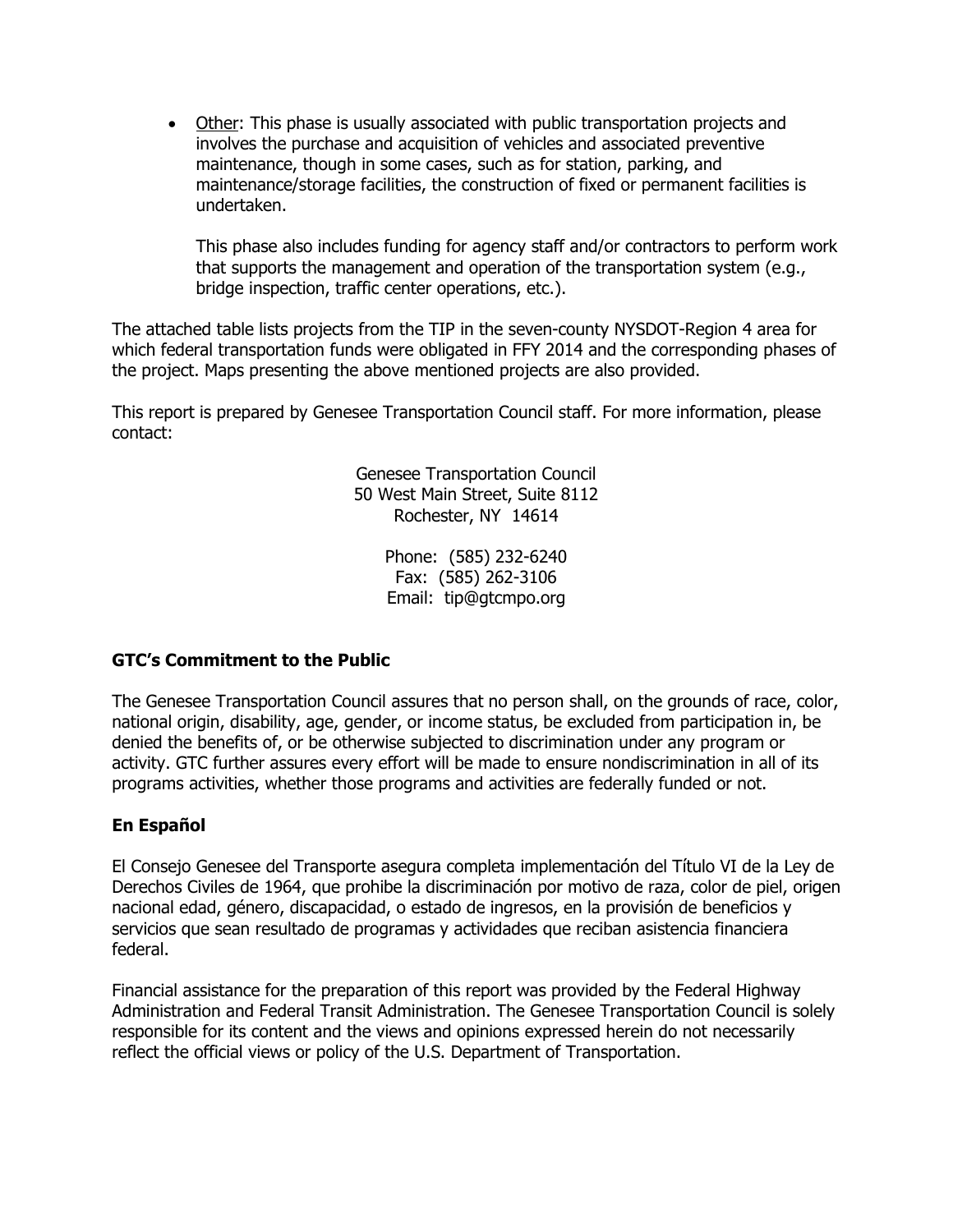- Other: This phase is usually associated with public transportation projects and involves the purchase and acquisition of vehicles and associated preventive maintenance, though in some cases, such as for station, parking, and maintenance/storage facilities, the construction of fixed or permanent facilities is undertaken.

  This phase also includes funding for agency staff and/or contractors to perform work that supports the management and operation of the transportation system (e.g., bridge inspection, traffic center operations, etc.).

The attached table lists projects from the TIP in the seven-county NYSDOT-Region 4 area for which federal transportation funds were obligated in FFY 2014 and the corresponding phases of the project. Maps presenting the above mentioned projects are also provided.

This report is prepared by Genesee Transportation Council staff. For more information, please contact:

Genesee Transportation Council
50 West Main Street, Suite 8112
Rochester, NY 14614

Phone: (585) 232-6240
Fax: (585) 262-3106
Email: tip@gtcmpo.org

**GTC's Commitment to the Public**

The Genesee Transportation Council assures that no person shall, on the grounds of race, color, national origin, disability, age, gender, or income status, be excluded from participation in, be denied the benefits of, or be otherwise subjected to discrimination under any program or activity. GTC further assures every effort will be made to ensure nondiscrimination in all of its programs activities, whether those programs and activities are federally funded or not.

**En Español**

El Consejo Genesee del Transporte asegura completa implementación del Título VI de la Ley de Derechos Civiles de 1964, que prohibe la discriminación por motivo de raza, color de piel, origen nacional edad, género, discapacidad, o estado de ingresos, en la provisión de beneficios y servicios que sean resultado de programas y actividades que reciban asistencia financiera federal.

Financial assistance for the preparation of this report was provided by the Federal Highway Administration and Federal Transit Administration. The Genesee Transportation Council is solely responsible for its content and the views and opinions expressed herein do not necessarily reflect the official views or policy of the U.S. Department of Transportation.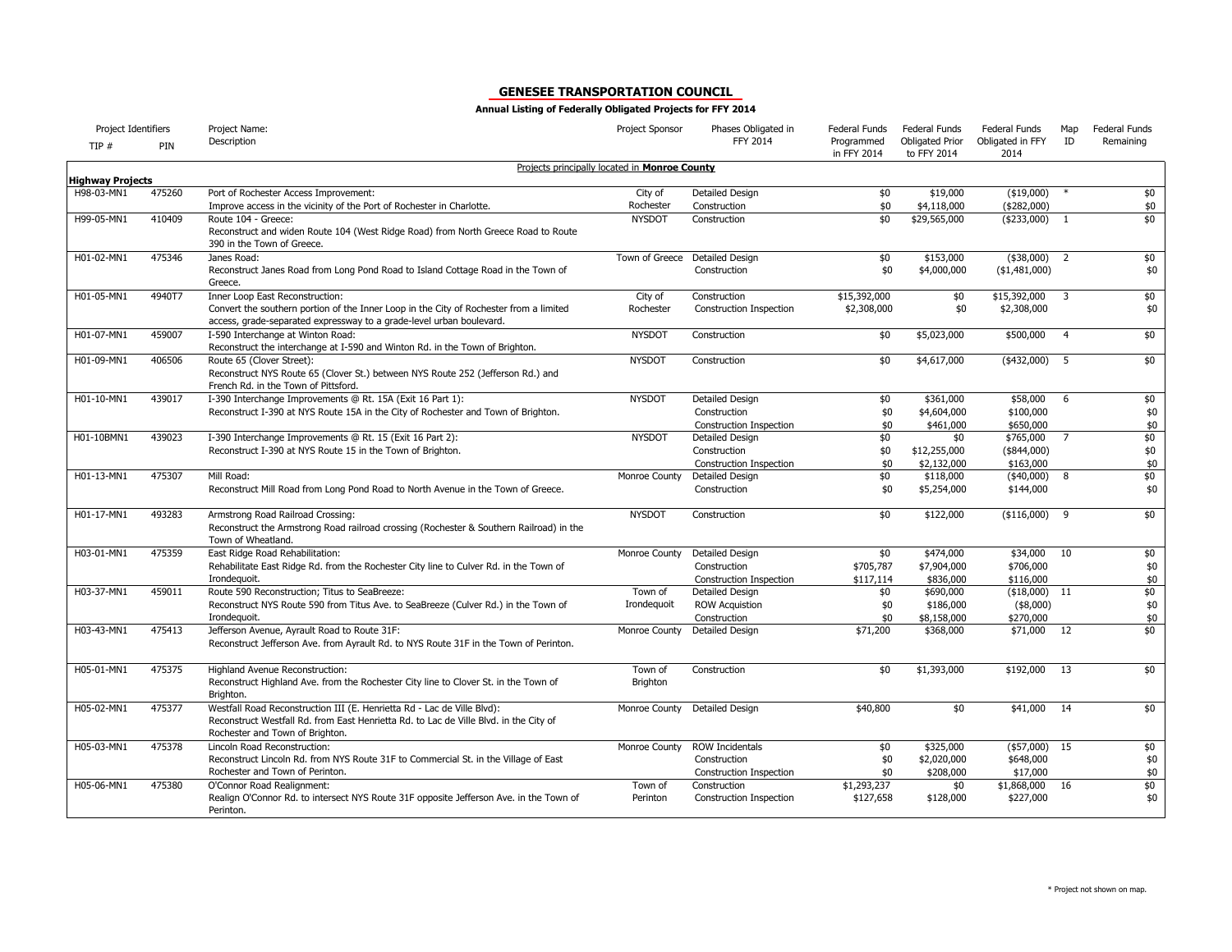## GENESEE TRANSPORTATION COUNCIL

**Annual Listing of Federally Obligated Projects for FFY 2014**

| TIP # | PIN | Project Name: Description | Project Sponsor | Phases Obligated in FFY 2014 | Federal Funds Programmed in FFY 2014 | Federal Funds Obligated Prior to FFY 2014 | Federal Funds Obligated in FFY 2014 | Map ID | Federal Funds Remaining |
|---|---|---|---|---|---|---|---|---|---|
| | | Projects principally located in **Monroe County** | | | | | | | |
| **Highway Projects** | | | | | | | | | |
| H98-03-MN1 | 475260 | Port of Rochester Access Improvement: Improve access in the vicinity of the Port of Rochester in Charlotte. | City of Rochester | Detailed Design | $0 | $19,000 | ($19,000) | * | $0 |
| | | | | Construction | $0 | $4,118,000 | ($282,000) | | $0 |
| H99-05-MN1 | 410409 | Route 104 - Greece: Reconstruct and widen Route 104 (West Ridge Road) from North Greece Road to Route 390 in the Town of Greece. | NYSDOT | Construction | $0 | $29,565,000 | ($233,000) | 1 | $0 |
| H01-02-MN1 | 475346 | Janes Road: Reconstruct Janes Road from Long Pond Road to Island Cottage Road in the Town of Greece. | Town of Greece | Detailed Design | $0 | $153,000 | ($38,000) | 2 | $0 |
| | | | | Construction | $0 | $4,000,000 | ($1,481,000) | | $0 |
| H01-05-MN1 | 4940T7 | Inner Loop East Reconstruction: Convert the southern portion of the Inner Loop in the City of Rochester from a limited access, grade-separated expressway to a grade-level urban boulevard. | City of Rochester | Construction | $15,392,000 | $0 | $15,392,000 | 3 | $0 |
| | | | | Construction Inspection | $2,308,000 | $0 | $2,308,000 | | $0 |
| H01-07-MN1 | 459007 | I-590 Interchange at Winton Road: Reconstruct the interchange at I-590 and Winton Rd. in the Town of Brighton. | NYSDOT | Construction | $0 | $5,023,000 | $500,000 | 4 | $0 |
| H01-09-MN1 | 406506 | Route 65 (Clover Street): Reconstruct NYS Route 65 (Clover St.) between NYS Route 252 (Jefferson Rd.) and French Rd. in the Town of Pittsford. | NYSDOT | Construction | $0 | $4,617,000 | ($432,000) | 5 | $0 |
| H01-10-MN1 | 439017 | I-390 Interchange Improvements @ Rt. 15A (Exit 16 Part 1): Reconstruct I-390 at NYS Route 15A in the City of Rochester and Town of Brighton. | NYSDOT | Detailed Design | $0 | $361,000 | $58,000 | 6 | $0 |
| | | | | Construction | $0 | $4,604,000 | $100,000 | | $0 |
| | | | | Construction Inspection | $0 | $461,000 | $650,000 | | $0 |
| H01-10BMN1 | 439023 | I-390 Interchange Improvements @ Rt. 15 (Exit 16 Part 2): Reconstruct I-390 at NYS Route 15 in the Town of Brighton. | NYSDOT | Detailed Design | $0 | $0 | $765,000 | 7 | $0 |
| | | | | Construction | $0 | $12,255,000 | ($844,000) | | $0 |
| | | | | Construction Inspection | $0 | $2,132,000 | $163,000 | | $0 |
| H01-13-MN1 | 475307 | Mill Road: Reconstruct Mill Road from Long Pond Road to North Avenue in the Town of Greece. | Monroe County | Detailed Design | $0 | $118,000 | ($40,000) | 8 | $0 |
| | | | | Construction | $0 | $5,254,000 | $144,000 | | $0 |
| H01-17-MN1 | 493283 | Armstrong Road Railroad Crossing: Reconstruct the Armstrong Road railroad crossing (Rochester & Southern Railroad) in the Town of Wheatland. | NYSDOT | Construction | $0 | $122,000 | ($116,000) | 9 | $0 |
| H03-01-MN1 | 475359 | East Ridge Road Rehabilitation: Rehabilitate East Ridge Rd. from the Rochester City line to Culver Rd. in the Town of Irondequoit. | Monroe County | Detailed Design | $0 | $474,000 | $34,000 | 10 | $0 |
| | | | | Construction | $705,787 | $7,904,000 | $706,000 | | $0 |
| | | | | Construction Inspection | $117,114 | $836,000 | $116,000 | | $0 |
| H03-37-MN1 | 459011 | Route 590 Reconstruction; Titus to SeaBreeze: Reconstruct NYS Route 590 from Titus Ave. to SeaBreeze (Culver Rd.) in the Town of Irondequoit. | Town of Irondequoit | Detailed Design | $0 | $690,000 | ($18,000) | 11 | $0 |
| | | | | ROW Acquistion | $0 | $186,000 | ($8,000) | | $0 |
| | | | | Construction | $0 | $8,158,000 | $270,000 | | $0 |
| H03-43-MN1 | 475413 | Jefferson Avenue, Ayrault Road to Route 31F: Reconstruct Jefferson Ave. from Ayrault Rd. to NYS Route 31F in the Town of Perinton. | Monroe County | Detailed Design | $71,200 | $368,000 | $71,000 | 12 | $0 |
| H05-01-MN1 | 475375 | Highland Avenue Reconstruction: Reconstruct Highland Ave. from the Rochester City line to Clover St. in the Town of Brighton. | Town of Brighton | Construction | $0 | $1,393,000 | $192,000 | 13 | $0 |
| H05-02-MN1 | 475377 | Westfall Road Reconstruction III (E. Henrietta Rd - Lac de Ville Blvd): Reconstruct Westfall Rd. from East Henrietta Rd. to Lac de Ville Blvd. in the City of Rochester and Town of Brighton. | Monroe County | Detailed Design | $40,800 | $0 | $41,000 | 14 | $0 |
| H05-03-MN1 | 475378 | Lincoln Road Reconstruction: Reconstruct Lincoln Rd. from NYS Route 31F to Commercial St. in the Village of East Rochester and Town of Perinton. | Monroe County | ROW Incidentals | $0 | $325,000 | ($57,000) | 15 | $0 |
| | | | | Construction | $0 | $2,020,000 | $648,000 | | $0 |
| | | | | Construction Inspection | $0 | $208,000 | $17,000 | | $0 |
| H05-06-MN1 | 475380 | O'Connor Road Realignment: Realign O'Connor Rd. to intersect NYS Route 31F opposite Jefferson Ave. in the Town of Perinton. | Town of Perinton | Construction | $1,293,237 | $0 | $1,868,000 | 16 | $0 |
| | | | | Construction Inspection | $127,658 | $128,000 | $227,000 | | $0 |

\* Project not shown on map.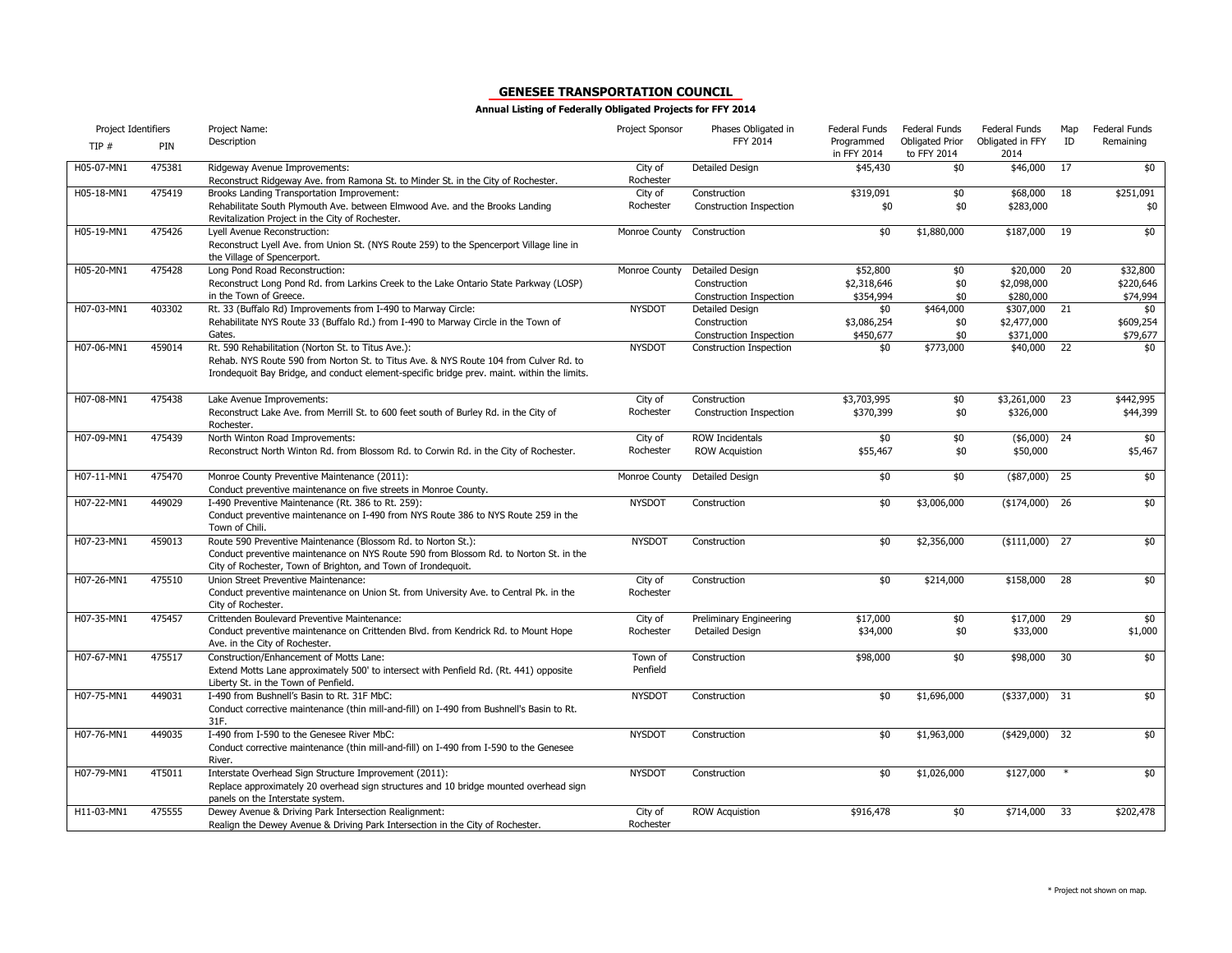## GENESEE TRANSPORTATION COUNCIL

**Annual Listing of Federally Obligated Projects for FFY 2014**

| Project Identifiers TIP # | PIN | Project Name: Description | Project Sponsor | Phases Obligated in FFY 2014 | Federal Funds Programmed in FFY 2014 | Federal Funds Obligated Prior to FFY 2014 | Federal Funds Obligated in FFY 2014 | Map ID | Federal Funds Remaining |
|---|---|---|---|---|---|---|---|---|---|
| H05-07-MN1 | 475381 | Ridgeway Avenue Improvements: Reconstruct Ridgeway Ave. from Ramona St. to Minder St. in the City of Rochester. | City of Rochester | Detailed Design | $45,430 | $0 | $46,000 | 17 | $0 |
| H05-18-MN1 | 475419 | Brooks Landing Transportation Improvement: Rehabilitate South Plymouth Ave. between Elmwood Ave. and the Brooks Landing Revitalization Project in the City of Rochester. | City of Rochester | Construction<br>Construction Inspection | $319,091<br>$0 | $0<br>$0 | $68,000<br>$283,000 | 18 | $251,091<br>$0 |
| H05-19-MN1 | 475426 | Lyell Avenue Reconstruction: Reconstruct Lyell Ave. from Union St. (NYS Route 259) to the Spencerport Village line in the Village of Spencerport. | Monroe County | Construction | $0 | $1,880,000 | $187,000 | 19 | $0 |
| H05-20-MN1 | 475428 | Long Pond Road Reconstruction: Reconstruct Long Pond Rd. from Larkins Creek to the Lake Ontario State Parkway (LOSP) in the Town of Greece. | Monroe County | Detailed Design<br>Construction<br>Construction Inspection | $52,800<br>$2,318,646<br>$354,994 | $0<br>$0<br>$0 | $20,000<br>$2,098,000<br>$280,000 | 20 | $32,800<br>$220,646<br>$74,994 |
| H07-03-MN1 | 403302 | Rt. 33 (Buffalo Rd) Improvements from I-490 to Marway Circle: Rehabilitate NYS Route 33 (Buffalo Rd.) from I-490 to Marway Circle in the Town of Gates. | NYSDOT | Detailed Design<br>Construction<br>Construction Inspection | $0<br>$3,086,254<br>$450,677 | $464,000<br>$0<br>$0 | $307,000<br>$2,477,000<br>$371,000 | 21 | $0<br>$609,254<br>$79,677 |
| H07-06-MN1 | 459014 | Rt. 590 Rehabilitation (Norton St. to Titus Ave.): Rehab. NYS Route 590 from Norton St. to Titus Ave. & NYS Route 104 from Culver Rd. to Irondequoit Bay Bridge, and conduct element-specific bridge prev. maint. within the limits. | NYSDOT | Construction Inspection | $0 | $773,000 | $40,000 | 22 | $0 |
| H07-08-MN1 | 475438 | Lake Avenue Improvements: Reconstruct Lake Ave. from Merrill St. to 600 feet south of Burley Rd. in the City of Rochester. | City of Rochester | Construction<br>Construction Inspection | $3,703,995<br>$370,399 | $0<br>$0 | $3,261,000<br>$326,000 | 23 | $442,995<br>$44,399 |
| H07-09-MN1 | 475439 | North Winton Road Improvements: Reconstruct North Winton Rd. from Blossom Rd. to Corwin Rd. in the City of Rochester. | City of Rochester | ROW Incidentals<br>ROW Acquistion | $0<br>$55,467 | $0<br>$0 | ($6,000)<br>$50,000 | 24 | $0<br>$5,467 |
| H07-11-MN1 | 475470 | Monroe County Preventive Maintenance (2011): Conduct preventive maintenance on five streets in Monroe County. | Monroe County | Detailed Design | $0 | $0 | ($87,000) | 25 | $0 |
| H07-22-MN1 | 449029 | I-490 Preventive Maintenance (Rt. 386 to Rt. 259): Conduct preventive maintenance on I-490 from NYS Route 386 to NYS Route 259 in the Town of Chili. | NYSDOT | Construction | $0 | $3,006,000 | ($174,000) | 26 | $0 |
| H07-23-MN1 | 459013 | Route 590 Preventive Maintenance (Blossom Rd. to Norton St.): Conduct preventive maintenance on NYS Route 590 from Blossom Rd. to Norton St. in the City of Rochester, Town of Brighton, and Town of Irondequoit. | NYSDOT | Construction | $0 | $2,356,000 | ($111,000) | 27 | $0 |
| H07-26-MN1 | 475510 | Union Street Preventive Maintenance: Conduct preventive maintenance on Union St. from University Ave. to Central Pk. in the City of Rochester. | City of Rochester | Construction | $0 | $214,000 | $158,000 | 28 | $0 |
| H07-35-MN1 | 475457 | Crittenden Boulevard Preventive Maintenance: Conduct preventive maintenance on Crittenden Blvd. from Kendrick Rd. to Mount Hope Ave. in the City of Rochester. | City of Rochester | Preliminary Engineering<br>Detailed Design | $17,000<br>$34,000 | $0<br>$0 | $17,000<br>$33,000 | 29 | $0<br>$1,000 |
| H07-67-MN1 | 475517 | Construction/Enhancement of Motts Lane: Extend Motts Lane approximately 500' to intersect with Penfield Rd. (Rt. 441) opposite Liberty St. in the Town of Penfield. | Town of Penfield | Construction | $98,000 | $0 | $98,000 | 30 | $0 |
| H07-75-MN1 | 449031 | I-490 from Bushnell's Basin to Rt. 31F MbC: Conduct corrective maintenance (thin mill-and-fill) on I-490 from Bushnell's Basin to Rt. 31F. | NYSDOT | Construction | $0 | $1,696,000 | ($337,000) | 31 | $0 |
| H07-76-MN1 | 449035 | I-490 from I-590 to the Genesee River MbC: Conduct corrective maintenance (thin mill-and-fill) on I-490 from I-590 to the Genesee River. | NYSDOT | Construction | $0 | $1,963,000 | ($429,000) | 32 | $0 |
| H07-79-MN1 | 4T5011 | Interstate Overhead Sign Structure Improvement (2011): Replace approximately 20 overhead sign structures and 10 bridge mounted overhead sign panels on the Interstate system. | NYSDOT | Construction | $0 | $1,026,000 | $127,000 | * | $0 |
| H11-03-MN1 | 475555 | Dewey Avenue & Driving Park Intersection Realignment: Realign the Dewey Avenue & Driving Park Intersection in the City of Rochester. | City of Rochester | ROW Acquistion | $916,478 | $0 | $714,000 | 33 | $202,478 |

\* Project not shown on map.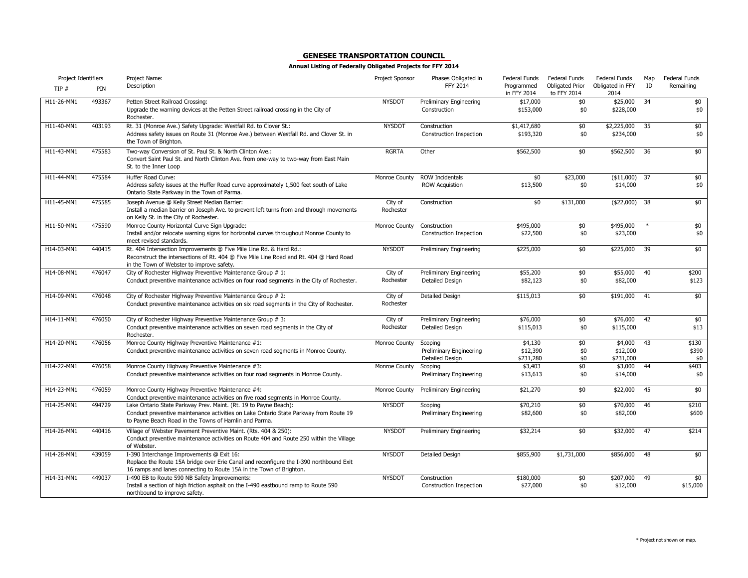## GENESEE TRANSPORTATION COUNCIL

**Annual Listing of Federally Obligated Projects for FFY 2014**

| Project Identifiers | | Project Name: Description | Project Sponsor | Phases Obligated in FFY 2014 | Federal Funds Programmed in FFY 2014 | Federal Funds Obligated Prior to FFY 2014 | Federal Funds Obligated in FFY 2014 | Map ID | Federal Funds Remaining |
|---|---|---|---|---|---|---|---|---|---|
| TIP # | PIN | | | | | | | | |
| H11-26-MN1 | 493367 | Petten Street Railroad Crossing: Upgrade the warning devices at the Petten Street railroad crossing in the City of Rochester. | NYSDOT | Preliminary Engineering<br>Construction | $17,000<br>$153,000 | $0<br>$0 | $25,000<br>$228,000 | 34 | $0<br>$0 |
| H11-40-MN1 | 403193 | Rt. 31 (Monroe Ave.) Safety Upgrade: Westfall Rd. to Clover St.: Address safety issues on Route 31 (Monroe Ave.) between Westfall Rd. and Clover St. in the Town of Brighton. | NYSDOT | Construction<br>Construction Inspection | $1,417,680<br>$193,320 | $0<br>$0 | $2,225,000<br>$234,000 | 35 | $0<br>$0 |
| H11-43-MN1 | 475583 | Two-way Conversion of St. Paul St. & North Clinton Ave.: Convert Saint Paul St. and North Clinton Ave. from one-way to two-way from East Main St. to the Inner Loop | RGRTA | Other | $562,500 | $0 | $562,500 | 36 | $0 |
| H11-44-MN1 | 475584 | Huffer Road Curve: Address safety issues at the Huffer Road curve approximately 1,500 feet south of Lake Ontario State Parkway in the Town of Parma. | Monroe County | ROW Incidentals<br>ROW Acquistion | $0<br>$13,500 | $23,000<br>$0 | ($11,000)<br>$14,000 | 37 | $0<br>$0 |
| H11-45-MN1 | 475585 | Joseph Avenue @ Kelly Street Median Barrier: Install a median barrier on Joseph Ave. to prevent left turns from and through movements on Kelly St. in the City of Rochester. | City of Rochester | Construction | $0 | $131,000 | ($22,000) | 38 | $0 |
| H11-50-MN1 | 475590 | Monroe County Horizontal Curve Sign Upgrade: Install and/or relocate warning signs for horizontal curves throughout Monroe County to meet revised standards. | Monroe County | Construction<br>Construction Inspection | $495,000<br>$22,500 | $0<br>$0 | $495,000<br>$23,000 | * | $0<br>$0 |
| H14-03-MN1 | 440415 | Rt. 404 Intersection Improvements @ Five Mile Line Rd. & Hard Rd.: Reconstruct the intersections of Rt. 404 @ Five Mile Line Road and Rt. 404 @ Hard Road in the Town of Webster to improve safety. | NYSDOT | Preliminary Engineering | $225,000 | $0 | $225,000 | 39 | $0 |
| H14-08-MN1 | 476047 | City of Rochester Highway Preventive Maintenance Group # 1: Conduct preventive maintenance activities on four road segments in the City of Rochester. | City of Rochester | Preliminary Engineering<br>Detailed Design | $55,200<br>$82,123 | $0<br>$0 | $55,000<br>$82,000 | 40 | $200<br>$123 |
| H14-09-MN1 | 476048 | City of Rochester Highway Preventive Maintenance Group # 2: Conduct preventive maintenance activities on six road segments in the City of Rochester. | City of Rochester | Detailed Design | $115,013 | $0 | $191,000 | 41 | $0 |
| H14-11-MN1 | 476050 | City of Rochester Highway Preventive Maintenance Group # 3: Conduct preventive maintenance activities on seven road segments in the City of Rochester. | City of Rochester | Preliminary Engineering<br>Detailed Design | $76,000<br>$115,013 | $0<br>$0 | $76,000<br>$115,000 | 42 | $0<br>$13 |
| H14-20-MN1 | 476056 | Monroe County Highway Preventive Maintenance #1: Conduct preventive maintenance activities on seven road segments in Monroe County. | Monroe County | Scoping<br>Preliminary Engineering<br>Detailed Design | $4,130<br>$12,390<br>$231,280 | $0<br>$0<br>$0 | $4,000<br>$12,000<br>$231,000 | 43 | $130<br>$390<br>$0 |
| H14-22-MN1 | 476058 | Monroe County Highway Preventive Maintenance #3: Conduct preventive maintenance activities on four road segments in Monroe County. | Monroe County | Scoping<br>Preliminary Engineering | $3,403<br>$13,613 | $0<br>$0 | $3,000<br>$14,000 | 44 | $403<br>$0 |
| H14-23-MN1 | 476059 | Monroe County Highway Preventive Maintenance #4: Conduct preventive maintenance activities on five road segments in Monroe County. | Monroe County | Preliminary Engineering | $21,270 | $0 | $22,000 | 45 | $0 |
| H14-25-MN1 | 494729 | Lake Ontario State Parkway Prev. Maint. (Rt. 19 to Payne Beach): Conduct preventive maintenance activities on Lake Ontario State Parkway from Route 19 to Payne Beach Road in the Towns of Hamlin and Parma. | NYSDOT | Scoping<br>Preliminary Engineering | $70,210<br>$82,600 | $0<br>$0 | $70,000<br>$82,000 | 46 | $210<br>$600 |
| H14-26-MN1 | 440416 | Village of Webster Pavement Preventive Maint. (Rts. 404 & 250): Conduct preventive maintenance activities on Route 404 and Route 250 within the Village of Webster. | NYSDOT | Preliminary Engineering | $32,214 | $0 | $32,000 | 47 | $214 |
| H14-28-MN1 | 439059 | I-390 Interchange Improvements @ Exit 16: Replace the Route 15A bridge over Erie Canal and reconfigure the I-390 northbound Exit 16 ramps and lanes connecting to Route 15A in the Town of Brighton. | NYSDOT | Detailed Design | $855,900 | $1,731,000 | $856,000 | 48 | $0 |
| H14-31-MN1 | 449037 | I-490 EB to Route 590 NB Safety Improvements: Install a section of high friction asphalt on the I-490 eastbound ramp to Route 590 northbound to improve safety. | NYSDOT | Construction<br>Construction Inspection | $180,000<br>$27,000 | $0<br>$0 | $207,000<br>$12,000 | 49 | $0<br>$15,000 |

\* Project not shown on map.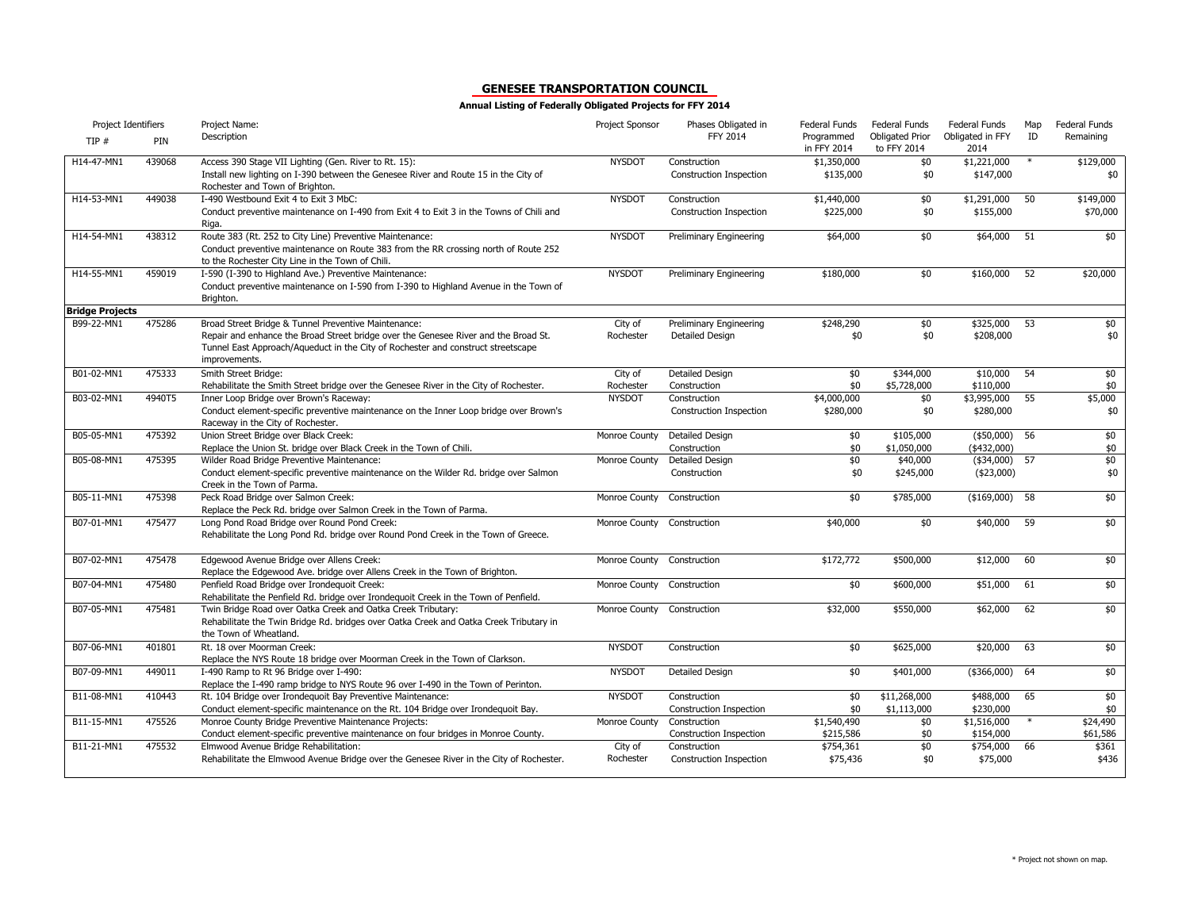## GENESEE TRANSPORTATION COUNCIL

**Annual Listing of Federally Obligated Projects for FFY 2014**

| Project Identifiers TIP # | PIN | Project Name: Description | Project Sponsor | Phases Obligated in FFY 2014 | Federal Funds Programmed in FFY 2014 | Federal Funds Obligated Prior to FFY 2014 | Federal Funds Obligated in FFY 2014 | Map ID | Federal Funds Remaining |
|---|---|---|---|---|---|---|---|---|---|
| H14-47-MN1 | 439068 | Access 390 Stage VII Lighting (Gen. River to Rt. 15): Install new lighting on I-390 between the Genesee River and Route 15 in the City of Rochester and Town of Brighton. | NYSDOT | Construction<br>Construction Inspection | $1,350,000<br>$135,000 | $0<br>$0 | $1,221,000<br>$147,000 | * | $129,000<br>$0 |
| H14-53-MN1 | 449038 | I-490 Westbound Exit 4 to Exit 3 MbC: Conduct preventive maintenance on I-490 from Exit 4 to Exit 3 in the Towns of Chili and Riga. | NYSDOT | Construction<br>Construction Inspection | $1,440,000<br>$225,000 | $0<br>$0 | $1,291,000<br>$155,000 | 50 | $149,000<br>$70,000 |
| H14-54-MN1 | 438312 | Route 383 (Rt. 252 to City Line) Preventive Maintenance: Conduct preventive maintenance on Route 383 from the RR crossing north of Route 252 to the Rochester City Line in the Town of Chili. | NYSDOT | Preliminary Engineering | $64,000 | $0 | $64,000 | 51 | $0 |
| H14-55-MN1 | 459019 | I-590 (I-390 to Highland Ave.) Preventive Maintenance: Conduct preventive maintenance on I-590 from I-390 to Highland Avenue in the Town of Brighton. | NYSDOT | Preliminary Engineering | $180,000 | $0 | $160,000 | 52 | $20,000 |
| **Bridge Projects** | | | | | | | | | |
| B99-22-MN1 | 475286 | Broad Street Bridge & Tunnel Preventive Maintenance: Repair and enhance the Broad Street bridge over the Genesee River and the Broad St. Tunnel East Approach/Aqueduct in the City of Rochester and construct streetscape improvements. | City of Rochester | Preliminary Engineering<br>Detailed Design | $248,290<br>$0 | $0<br>$0 | $325,000<br>$208,000 | 53 | $0<br>$0 |
| B01-02-MN1 | 475333 | Smith Street Bridge: Rehabilitate the Smith Street bridge over the Genesee River in the City of Rochester. | City of Rochester | Detailed Design<br>Construction | $0<br>$0 | $344,000<br>$5,728,000 | $10,000<br>$110,000 | 54 | $0<br>$0 |
| B03-02-MN1 | 4940T5 | Inner Loop Bridge over Brown's Raceway: Conduct element-specific preventive maintenance on the Inner Loop bridge over Brown's Raceway in the City of Rochester. | NYSDOT | Construction<br>Construction Inspection | $4,000,000<br>$280,000 | $0<br>$0 | $3,995,000<br>$280,000 | 55 | $5,000<br>$0 |
| B05-05-MN1 | 475392 | Union Street Bridge over Black Creek: Replace the Union St. bridge over Black Creek in the Town of Chili. | Monroe County | Detailed Design<br>Construction | $0<br>$0 | $105,000<br>$1,050,000 | ($50,000)<br>($432,000) | 56 | $0<br>$0 |
| B05-08-MN1 | 475395 | Wilder Road Bridge Preventive Maintenance: Conduct element-specific preventive maintenance on the Wilder Rd. bridge over Salmon Creek in the Town of Parma. | Monroe County | Detailed Design<br>Construction | $0<br>$0 | $40,000<br>$245,000 | ($34,000)<br>($23,000) | 57 | $0<br>$0 |
| B05-11-MN1 | 475398 | Peck Road Bridge over Salmon Creek: Replace the Peck Rd. bridge over Salmon Creek in the Town of Parma. | Monroe County | Construction | $0 | $785,000 | ($169,000) | 58 | $0 |
| B07-01-MN1 | 475477 | Long Pond Road Bridge over Round Pond Creek: Rehabilitate the Long Pond Rd. bridge over Round Pond Creek in the Town of Greece. | Monroe County | Construction | $40,000 | $0 | $40,000 | 59 | $0 |
| B07-02-MN1 | 475478 | Edgewood Avenue Bridge over Allens Creek: Replace the Edgewood Ave. bridge over Allens Creek in the Town of Brighton. | Monroe County | Construction | $172,772 | $500,000 | $12,000 | 60 | $0 |
| B07-04-MN1 | 475480 | Penfield Road Bridge over Irondequoit Creek: Rehabilitate the Penfield Rd. bridge over Irondequoit Creek in the Town of Penfield. | Monroe County | Construction | $0 | $600,000 | $51,000 | 61 | $0 |
| B07-05-MN1 | 475481 | Twin Bridge Road over Oatka Creek and Oatka Creek Tributary: Rehabilitate the Twin Bridge Rd. bridges over Oatka Creek and Oatka Creek Tributary in the Town of Wheatland. | Monroe County | Construction | $32,000 | $550,000 | $62,000 | 62 | $0 |
| B07-06-MN1 | 401801 | Rt. 18 over Moorman Creek: Replace the NYS Route 18 bridge over Moorman Creek in the Town of Clarkson. | NYSDOT | Construction | $0 | $625,000 | $20,000 | 63 | $0 |
| B07-09-MN1 | 449011 | I-490 Ramp to Rt 96 Bridge over I-490: Replace the I-490 ramp bridge to NYS Route 96 over I-490 in the Town of Perinton. | NYSDOT | Detailed Design | $0 | $401,000 | ($366,000) | 64 | $0 |
| B11-08-MN1 | 410443 | Rt. 104 Bridge over Irondequoit Bay Preventive Maintenance: Conduct element-specific maintenance on the Rt. 104 Bridge over Irondequoit Bay. | NYSDOT | Construction<br>Construction Inspection | $0<br>$0 | $11,268,000<br>$1,113,000 | $488,000<br>$230,000 | 65 | $0<br>$0 |
| B11-15-MN1 | 475526 | Monroe County Bridge Preventive Maintenance Projects: Conduct element-specific preventive maintenance on four bridges in Monroe County. | Monroe County | Construction<br>Construction Inspection | $1,540,490<br>$215,586 | $0<br>$0 | $1,516,000<br>$154,000 | * | $24,490<br>$61,586 |
| B11-21-MN1 | 475532 | Elmwood Avenue Bridge Rehabilitation: Rehabilitate the Elmwood Avenue Bridge over the Genesee River in the City of Rochester. | City of Rochester | Construction<br>Construction Inspection | $754,361<br>$75,436 | $0<br>$0 | $754,000<br>$75,000 | 66 | $361<br>$436 |

\* Project not shown on map.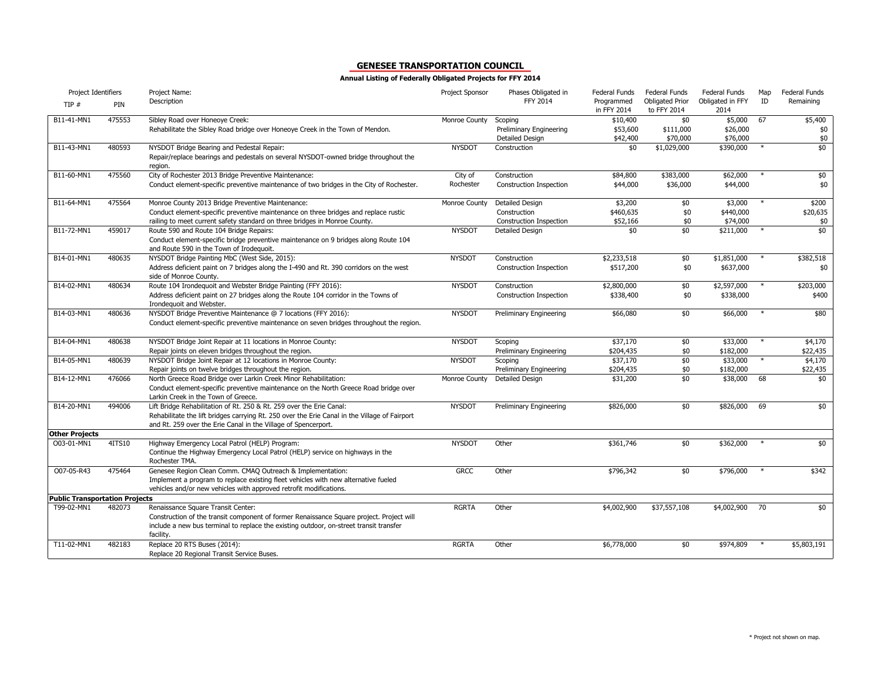## GENESEE TRANSPORTATION COUNCIL

**Annual Listing of Federally Obligated Projects for FFY 2014**

| Project Identifiers TIP # | PIN | Project Name: Description | Project Sponsor | Phases Obligated in FFY 2014 | Federal Funds Programmed in FFY 2014 | Federal Funds Obligated Prior to FFY 2014 | Federal Funds Obligated in FFY 2014 | Map ID | Federal Funds Remaining |
|---|---|---|---|---|---|---|---|---|---|
| B11-41-MN1 | 475553 | Sibley Road over Honeoye Creek: Rehabilitate the Sibley Road bridge over Honeoye Creek in the Town of Mendon. | Monroe County | Scoping | $10,400 | $0 | $5,000 | 67 | $5,400 |
| | | | | Preliminary Engineering | $53,600 | $111,000 | $26,000 | | $0 |
| | | | | Detailed Design | $42,400 | $70,000 | $76,000 | | $0 |
| B11-43-MN1 | 480593 | NYSDOT Bridge Bearing and Pedestal Repair: Repair/replace bearings and pedestals on several NYSDOT-owned bridge throughout the region. | NYSDOT | Construction | $0 | $1,029,000 | $390,000 | * | $0 |
| B11-60-MN1 | 475560 | City of Rochester 2013 Bridge Preventive Maintenance: Conduct element-specific preventive maintenance of two bridges in the City of Rochester. | City of Rochester | Construction | $84,800 | $383,000 | $62,000 | * | $0 |
| | | | | Construction Inspection | $44,000 | $36,000 | $44,000 | | $0 |
| B11-64-MN1 | 475564 | Monroe County 2013 Bridge Preventive Maintenance: Conduct element-specific preventive maintenance on three bridges and replace rustic railing to meet current safety standard on three bridges in Monroe County. | Monroe County | Detailed Design | $3,200 | $0 | $3,000 | * | $200 |
| | | | | Construction | $460,635 | $0 | $440,000 | | $20,635 |
| | | | | Construction Inspection | $52,166 | $0 | $74,000 | | $0 |
| B11-72-MN1 | 459017 | Route 590 and Route 104 Bridge Repairs: Conduct element-specific bridge preventive maintenance on 9 bridges along Route 104 and Route 590 in the Town of Irodequoit. | NYSDOT | Detailed Design | $0 | $0 | $211,000 | * | $0 |
| B14-01-MN1 | 480635 | NYSDOT Bridge Painting MbC (West Side, 2015): Address deficient paint on 7 bridges along the I-490 and Rt. 390 corridors on the west side of Monroe County. | NYSDOT | Construction | $2,233,518 | $0 | $1,851,000 | * | $382,518 |
| | | | | Construction Inspection | $517,200 | $0 | $637,000 | | $0 |
| B14-02-MN1 | 480634 | Route 104 Irondequoit and Webster Bridge Painting (FFY 2016): Address deficient paint on 27 bridges along the Route 104 corridor in the Towns of Irondequoit and Webster. | NYSDOT | Construction | $2,800,000 | $0 | $2,597,000 | * | $203,000 |
| | | | | Construction Inspection | $338,400 | $0 | $338,000 | | $400 |
| B14-03-MN1 | 480636 | NYSDOT Bridge Preventive Maintenance @ 7 locations (FFY 2016): Conduct element-specific preventive maintenance on seven bridges throughout the region. | NYSDOT | Preliminary Engineering | $66,080 | $0 | $66,000 | * | $80 |
| B14-04-MN1 | 480638 | NYSDOT Bridge Joint Repair at 11 locations in Monroe County: Repair joints on eleven bridges throughout the region. | NYSDOT | Scoping | $37,170 | $0 | $33,000 | * | $4,170 |
| | | | | Preliminary Engineering | $204,435 | $0 | $182,000 | | $22,435 |
| B14-05-MN1 | 480639 | NYSDOT Bridge Joint Repair at 12 locations in Monroe County: Repair joints on twelve bridges throughout the region. | NYSDOT | Scoping | $37,170 | $0 | $33,000 | * | $4,170 |
| | | | | Preliminary Engineering | $204,435 | $0 | $182,000 | | $22,435 |
| B14-12-MN1 | 476066 | North Greece Road Bridge over Larkin Creek Minor Rehabilitation: Conduct element-specific preventive maintenance on the North Greece Road bridge over Larkin Creek in the Town of Greece. | Monroe County | Detailed Design | $31,200 | $0 | $38,000 | 68 | $0 |
| B14-20-MN1 | 494006 | Lift Bridge Rehabilitation of Rt. 250 & Rt. 259 over the Erie Canal: Rehabilitate the lift bridges carrying Rt. 250 over the Erie Canal in the Village of Fairport and Rt. 259 over the Erie Canal in the Village of Spencerport. | NYSDOT | Preliminary Engineering | $826,000 | $0 | $826,000 | 69 | $0 |
| **Other Projects** | | | | | | | | | |
| O03-01-MN1 | 4ITS10 | Highway Emergency Local Patrol (HELP) Program: Continue the Highway Emergency Local Patrol (HELP) service on highways in the Rochester TMA. | NYSDOT | Other | $361,746 | $0 | $362,000 | * | $0 |
| O07-05-R43 | 475464 | Genesee Region Clean Comm. CMAQ Outreach & Implementation: Implement a program to replace existing fleet vehicles with new alternative fueled vehicles and/or new vehicles with approved retrofit modifications. | GRCC | Other | $796,342 | $0 | $796,000 | * | $342 |
| **Public Transportation Projects** | | | | | | | | | |
| T99-02-MN1 | 482073 | Renaissance Square Transit Center: Construction of the transit component of former Renaissance Square project. Project will include a new bus terminal to replace the existing outdoor, on-street transit transfer facility. | RGRTA | Other | $4,002,900 | $37,557,108 | $4,002,900 | 70 | $0 |
| T11-02-MN1 | 482183 | Replace 20 RTS Buses (2014): Replace 20 Regional Transit Service Buses. | RGRTA | Other | $6,778,000 | $0 | $974,809 | * | $5,803,191 |

\* Project not shown on map.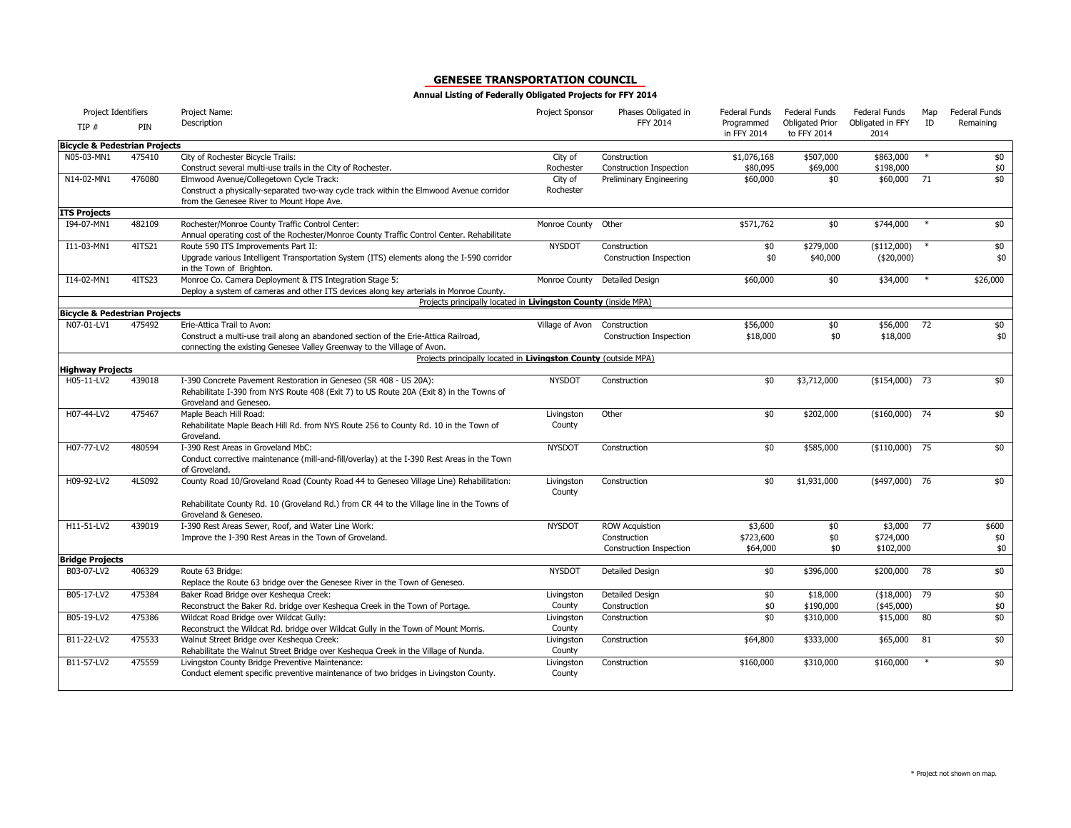## GENESEE TRANSPORTATION COUNCIL

**Annual Listing of Federally Obligated Projects for FFY 2014**

| Project Identifiers TIP # | PIN | Project Name: Description | Project Sponsor | Phases Obligated in FFY 2014 | Federal Funds Programmed in FFY 2014 | Federal Funds Obligated Prior to FFY 2014 | Federal Funds Obligated in FFY 2014 | Map ID | Federal Funds Remaining |
|---|---|---|---|---|---|---|---|---|---|
| **Bicycle & Pedestrian Projects** | | | | | | | | | |
| N05-03-MN1 | 475410 | City of Rochester Bicycle Trails: Construct several multi-use trails in the City of Rochester. | City of Rochester | Construction<br>Construction Inspection | $1,076,168<br>$80,095 | $507,000<br>$69,000 | $863,000<br>$198,000 | * | $0<br>$0 |
| N14-02-MN1 | 476080 | Elmwood Avenue/Collegetown Cycle Track: Construct a physically-separated two-way cycle track within the Elmwood Avenue corridor from the Genesee River to Mount Hope Ave. | City of Rochester | Preliminary Engineering | $60,000 | $0 | $60,000 | 71 | $0 |
| **ITS Projects** | | | | | | | | | |
| I94-07-MN1 | 482109 | Rochester/Monroe County Traffic Control Center: Annual operating cost of the Rochester/Monroe County Traffic Control Center. Rehabilitate | Monroe County | Other | $571,762 | $0 | $744,000 | * | $0 |
| I11-03-MN1 | 4ITS21 | Route 590 ITS Improvements Part II: Upgrade various Intelligent Transportation System (ITS) elements along the I-590 corridor in the Town of Brighton. | NYSDOT | Construction<br>Construction Inspection | $0<br>$0 | $279,000<br>$40,000 | ($112,000)<br>($20,000) | * | $0<br>$0 |
| I14-02-MN1 | 4ITS23 | Monroe Co. Camera Deployment & ITS Integration Stage 5: Deploy a system of cameras and other ITS devices along key arterials in Monroe County. | Monroe County | Detailed Design | $60,000 | $0 | $34,000 | * | $26,000 |
| Projects principally located in **Livingston County** (inside MPA) | | | | | | | | | |
| **Bicycle & Pedestrian Projects** | | | | | | | | | |
| N07-01-LV1 | 475492 | Erie-Attica Trail to Avon: Construct a multi-use trail along an abandoned section of the Erie-Attica Railroad, connecting the existing Genesee Valley Greenway to the Village of Avon. | Village of Avon | Construction<br>Construction Inspection | $56,000<br>$18,000 | $0<br>$0 | $56,000<br>$18,000 | 72 | $0<br>$0 |
| Projects principally located in **Livingston County** (outside MPA) | | | | | | | | | |
| **Highway Projects** | | | | | | | | | |
| H05-11-LV2 | 439018 | I-390 Concrete Pavement Restoration in Geneseo (SR 408 - US 20A): Rehabilitate I-390 from NYS Route 408 (Exit 7) to US Route 20A (Exit 8) in the Towns of Groveland and Geneseo. | NYSDOT | Construction | $0 | $3,712,000 | ($154,000) | 73 | $0 |
| H07-44-LV2 | 475467 | Maple Beach Hill Road: Rehabilitate Maple Beach Hill Rd. from NYS Route 256 to County Rd. 10 in the Town of Groveland. | Livingston County | Other | $0 | $202,000 | ($160,000) | 74 | $0 |
| H07-77-LV2 | 480594 | I-390 Rest Areas in Groveland MbC: Conduct corrective maintenance (mill-and-fill/overlay) at the I-390 Rest Areas in the Town of Groveland. | NYSDOT | Construction | $0 | $585,000 | ($110,000) | 75 | $0 |
| H09-92-LV2 | 4LS092 | County Road 10/Groveland Road (County Road 44 to Geneseo Village Line) Rehabilitation: Rehabilitate County Rd. 10 (Groveland Rd.) from CR 44 to the Village line in the Towns of Groveland & Geneseo. | Livingston County | Construction | $0 | $1,931,000 | ($497,000) | 76 | $0 |
| H11-51-LV2 | 439019 | I-390 Rest Areas Sewer, Roof, and Water Line Work: Improve the I-390 Rest Areas in the Town of Groveland. | NYSDOT | ROW Acquistion<br>Construction<br>Construction Inspection | $3,600<br>$723,600<br>$64,000 | $0<br>$0<br>$0 | $3,000<br>$724,000<br>$102,000 | 77 | $600<br>$0<br>$0 |
| **Bridge Projects** | | | | | | | | | |
| B03-07-LV2 | 406329 | Route 63 Bridge: Replace the Route 63 bridge over the Genesee River in the Town of Geneseo. | NYSDOT | Detailed Design | $0 | $396,000 | $200,000 | 78 | $0 |
| B05-17-LV2 | 475384 | Baker Road Bridge over Keshequa Creek: Reconstruct the Baker Rd. bridge over Keshequa Creek in the Town of Portage. | Livingston County | Detailed Design<br>Construction | $0<br>$0 | $18,000<br>$190,000 | ($18,000)<br>($45,000) | 79 | $0<br>$0 |
| B05-19-LV2 | 475386 | Wildcat Road Bridge over Wildcat Gully: Reconstruct the Wildcat Rd. bridge over Wildcat Gully in the Town of Mount Morris. | Livingston County | Construction | $0 | $310,000 | $15,000 | 80 | $0 |
| B11-22-LV2 | 475533 | Walnut Street Bridge over Keshequa Creek: Rehabilitate the Walnut Street Bridge over Keshequa Creek in the Village of Nunda. | Livingston County | Construction | $64,800 | $333,000 | $65,000 | 81 | $0 |
| B11-57-LV2 | 475559 | Livingston County Bridge Preventive Maintenance: Conduct element specific preventive maintenance of two bridges in Livingston County. | Livingston County | Construction | $160,000 | $310,000 | $160,000 | * | $0 |

\* Project not shown on map.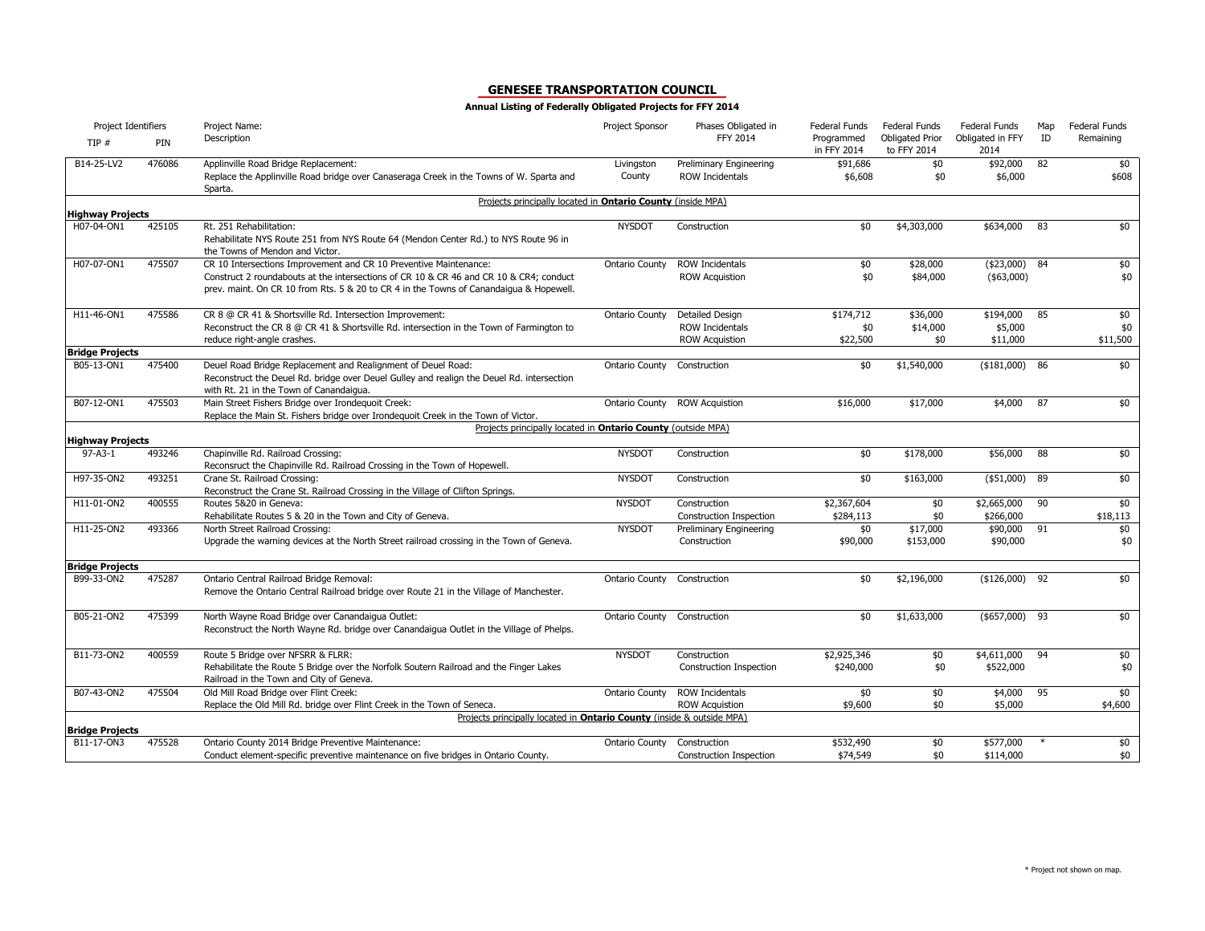## GENESEE TRANSPORTATION COUNCIL

**Annual Listing of Federally Obligated Projects for FFY 2014**

| Project Identifiers | | Project Name: | Project Sponsor | Phases Obligated in FFY 2014 | Federal Funds Programmed in FFY 2014 | Federal Funds Obligated Prior to FFY 2014 | Federal Funds Obligated in FFY 2014 | Map ID | Federal Funds Remaining |
|---|---|---|---|---|---|---|---|---|---|
| TIP # | PIN | Description | | | | | | | |
| B14-25-LV2 | 476086 | Applinville Road Bridge Replacement: Replace the Applinville Road bridge over Canaseraga Creek in the Towns of W. Sparta and Sparta. | Livingston County | Preliminary Engineering | $91,686 | $0 | $92,000 | 82 | $0 |
| | | | | ROW Incidentals | $6,608 | $0 | $6,000 | | $608 |
| | | Projects principally located in **Ontario County** (inside MPA) | | | | | | | |
| **Highway Projects** | | | | | | | | | |
| H07-04-ON1 | 425105 | Rt. 251 Rehabilitation: Rehabilitate NYS Route 251 from NYS Route 64 (Mendon Center Rd.) to NYS Route 96 in the Towns of Mendon and Victor. | NYSDOT | Construction | $0 | $4,303,000 | $634,000 | 83 | $0 |
| H07-07-ON1 | 475507 | CR 10 Intersections Improvement and CR 10 Preventive Maintenance: Construct 2 roundabouts at the intersections of CR 10 & CR 46 and CR 10 & CR4; conduct prev. maint. On CR 10 from Rts. 5 & 20 to CR 4 in the Towns of Canandaigua & Hopewell. | Ontario County | ROW Incidentals | $0 | $28,000 | ($23,000) | 84 | $0 |
| | | | | ROW Acquistion | $0 | $84,000 | ($63,000) | | $0 |
| H11-46-ON1 | 475586 | CR 8 @ CR 41 & Shortsville Rd. Intersection Improvement: Reconstruct the CR 8 @ CR 41 & Shortsville Rd. intersection in the Town of Farmington to reduce right-angle crashes. | Ontario County | Detailed Design | $174,712 | $36,000 | $194,000 | 85 | $0 |
| | | | | ROW Incidentals | $0 | $14,000 | $5,000 | | $0 |
| | | | | ROW Acquistion | $22,500 | $0 | $11,000 | | $11,500 |
| **Bridge Projects** | | | | | | | | | |
| B05-13-ON1 | 475400 | Deuel Road Bridge Replacement and Realignment of Deuel Road: Reconstruct the Deuel Rd. bridge over Deuel Gulley and realign the Deuel Rd. intersection with Rt. 21 in the Town of Canandaigua. | Ontario County | Construction | $0 | $1,540,000 | ($181,000) | 86 | $0 |
| B07-12-ON1 | 475503 | Main Street Fishers Bridge over Irondequoit Creek: Replace the Main St. Fishers bridge over Irondequoit Creek in the Town of Victor. | Ontario County | ROW Acquistion | $16,000 | $17,000 | $4,000 | 87 | $0 |
| | | Projects principally located in **Ontario County** (outside MPA) | | | | | | | |
| **Highway Projects** | | | | | | | | | |
| 97-A3-1 | 493246 | Chapinville Rd. Railroad Crossing: Reconsruct the Chapinville Rd. Railroad Crossing in the Town of Hopewell. | NYSDOT | Construction | $0 | $178,000 | $56,000 | 88 | $0 |
| H97-35-ON2 | 493251 | Crane St. Railroad Crossing: Reconstruct the Crane St. Railroad Crossing in the Village of Clifton Springs. | NYSDOT | Construction | $0 | $163,000 | ($51,000) | 89 | $0 |
| H11-01-ON2 | 400555 | Routes 5&20 in Geneva: Rehabilitate Routes 5 & 20 in the Town and City of Geneva. | NYSDOT | Construction | $2,367,604 | $0 | $2,665,000 | 90 | $0 |
| | | | | Construction Inspection | $284,113 | $0 | $266,000 | | $18,113 |
| H11-25-ON2 | 493366 | North Street Railroad Crossing: Upgrade the warning devices at the North Street railroad crossing in the Town of Geneva. | NYSDOT | Preliminary Engineering | $0 | $17,000 | $90,000 | 91 | $0 |
| | | | | Construction | $90,000 | $153,000 | $90,000 | | $0 |
| **Bridge Projects** | | | | | | | | | |
| B99-33-ON2 | 475287 | Ontario Central Railroad Bridge Removal: Remove the Ontario Central Railroad bridge over Route 21 in the Village of Manchester. | Ontario County | Construction | $0 | $2,196,000 | ($126,000) | 92 | $0 |
| B05-21-ON2 | 475399 | North Wayne Road Bridge over Canandaigua Outlet: Reconstruct the North Wayne Rd. bridge over Canandaigua Outlet in the Village of Phelps. | Ontario County | Construction | $0 | $1,633,000 | ($657,000) | 93 | $0 |
| B11-73-ON2 | 400559 | Route 5 Bridge over NFSRR & FLRR: Rehabilitate the Route 5 Bridge over the Norfolk Soutern Railroad and the Finger Lakes Railroad in the Town and City of Geneva. | NYSDOT | Construction | $2,925,346 | $0 | $4,611,000 | 94 | $0 |
| | | | | Construction Inspection | $240,000 | $0 | $522,000 | | $0 |
| B07-43-ON2 | 475504 | Old Mill Road Bridge over Flint Creek: Replace the Old Mill Rd. bridge over Flint Creek in the Town of Seneca. | Ontario County | ROW Incidentals | $0 | $0 | $4,000 | 95 | $0 |
| | | | | ROW Acquistion | $9,600 | $0 | $5,000 | | $4,600 |
| | | Projects principally located in **Ontario County** (inside & outside MPA) | | | | | | | |
| **Bridge Projects** | | | | | | | | | |
| B11-17-ON3 | 475528 | Ontario County 2014 Bridge Preventive Maintenance: Conduct element-specific preventive maintenance on five bridges in Ontario County. | Ontario County | Construction | $532,490 | $0 | $577,000 | * | $0 |
| | | | | Construction Inspection | $74,549 | $0 | $114,000 | | $0 |

\* Project not shown on map.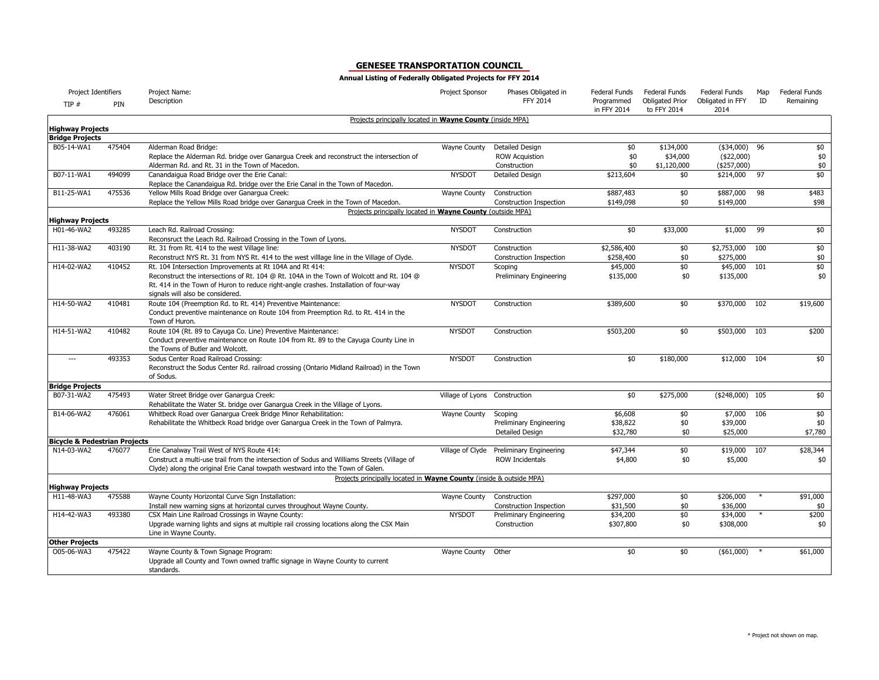## GENESEE TRANSPORTATION COUNCIL

**Annual Listing of Federally Obligated Projects for FFY 2014**

| TIP # | PIN | Project Name: Description | Project Sponsor | Phases Obligated in FFY 2014 | Federal Funds Programmed in FFY 2014 | Federal Funds Obligated Prior to FFY 2014 | Federal Funds Obligated in FFY 2014 | Map ID | Federal Funds Remaining |
|---|---|---|---|---|---|---|---|---|---|
| | | Projects principally located in **Wayne County** (inside MPA) | | | | | | | |
| **Highway Projects** | | | | | | | | | |
| **Bridge Projects** | | | | | | | | | |
| B05-14-WA1 | 475404 | Alderman Road Bridge: Replace the Alderman Rd. bridge over Ganargua Creek and reconstruct the intersection of Alderman Rd. and Rt. 31 in the Town of Macedon. | Wayne County | Detailed Design | $0 | $134,000 | ($34,000) | 96 | $0 |
| | | | | ROW Acquistion | $0 | $34,000 | ($22,000) | | $0 |
| | | | | Construction | $0 | $1,120,000 | ($257,000) | | $0 |
| B07-11-WA1 | 494099 | Canandaigua Road Bridge over the Erie Canal: Replace the Canandaigua Rd. bridge over the Erie Canal in the Town of Macedon. | NYSDOT | Detailed Design | $213,604 | $0 | $214,000 | 97 | $0 |
| B11-25-WA1 | 475536 | Yellow Mills Road Bridge over Ganargua Creek: Replace the Yellow Mills Road bridge over Ganargua Creek in the Town of Macedon. | Wayne County | Construction | $887,483 | $0 | $887,000 | 98 | $483 |
| | | | | Construction Inspection | $149,098 | $0 | $149,000 | | $98 |
| | | Projects principally located in **Wayne County** (outside MPA) | | | | | | | |
| **Highway Projects** | | | | | | | | | |
| H01-46-WA2 | 493285 | Leach Rd. Railroad Crossing: Reconsruct the Leach Rd. Railroad Crossing in the Town of Lyons. | NYSDOT | Construction | $0 | $33,000 | $1,000 | 99 | $0 |
| H11-38-WA2 | 403190 | Rt. 31 from Rt. 414 to the west Village line: Reconstruct NYS Rt. 31 from NYS Rt. 414 to the west villlage line in the Village of Clyde. | NYSDOT | Construction | $2,586,400 | $0 | $2,753,000 | 100 | $0 |
| | | | | Construction Inspection | $258,400 | $0 | $275,000 | | $0 |
| H14-02-WA2 | 410452 | Rt. 104 Intersection Improvements at Rt 104A and Rt 414: Reconstruct the intersections of Rt. 104 @ Rt. 104A in the Town of Wolcott and Rt. 104 @ Rt. 414 in the Town of Huron to reduce right-angle crashes. Installation of four-way signals will also be considered. | NYSDOT | Scoping | $45,000 | $0 | $45,000 | 101 | $0 |
| | | | | Preliminary Engineering | $135,000 | $0 | $135,000 | | $0 |
| H14-50-WA2 | 410481 | Route 104 (Preemption Rd. to Rt. 414) Preventive Maintenance: Conduct preventive maintenance on Route 104 from Preemption Rd. to Rt. 414 in the Town of Huron. | NYSDOT | Construction | $389,600 | $0 | $370,000 | 102 | $19,600 |
| H14-51-WA2 | 410482 | Route 104 (Rt. 89 to Cayuga Co. Line) Preventive Maintenance: Conduct preventive maintenance on Route 104 from Rt. 89 to the Cayuga County Line in the Towns of Butler and Wolcott. | NYSDOT | Construction | $503,200 | $0 | $503,000 | 103 | $200 |
| --- | 493353 | Sodus Center Road Railroad Crossing: Reconstruct the Sodus Center Rd. railroad crossing (Ontario Midland Railroad) in the Town of Sodus. | NYSDOT | Construction | $0 | $180,000 | $12,000 | 104 | $0 |
| **Bridge Projects** | | | | | | | | | |
| B07-31-WA2 | 475493 | Water Street Bridge over Ganargua Creek: Rehabilitate the Water St. bridge over Ganargua Creek in the Village of Lyons. | Village of Lyons | Construction | $0 | $275,000 | ($248,000) | 105 | $0 |
| B14-06-WA2 | 476061 | Whitbeck Road over Ganargua Creek Bridge Minor Rehabilitation: Rehabilitate the Whitbeck Road bridge over Ganargua Creek in the Town of Palmyra. | Wayne County | Scoping | $6,608 | $0 | $7,000 | 106 | $0 |
| | | | | Preliminary Engineering | $38,822 | $0 | $39,000 | | $0 |
| | | | | Detailed Design | $32,780 | $0 | $25,000 | | $7,780 |
| **Bicycle & Pedestrian Projects** | | | | | | | | | |
| N14-03-WA2 | 476077 | Erie Canalway Trail West of NYS Route 414: Construct a multi-use trail from the intersection of Sodus and Williams Streets (Village of Clyde) along the original Erie Canal towpath westward into the Town of Galen. | Village of Clyde | Preliminary Engineering | $47,344 | $0 | $19,000 | 107 | $28,344 |
| | | | | ROW Incidentals | $4,800 | $0 | $5,000 | | $0 |
| | | Projects principally located in **Wayne County** (inside & outside MPA) | | | | | | | |
| **Highway Projects** | | | | | | | | | |
| H11-48-WA3 | 475588 | Wayne County Horizontal Curve Sign Installation: Install new warning signs at horizontal curves throughout Wayne County. | Wayne County | Construction | $297,000 | $0 | $206,000 | * | $91,000 |
| | | | | Construction Inspection | $31,500 | $0 | $36,000 | | $0 |
| H14-42-WA3 | 493380 | CSX Main Line Railroad Crossings in Wayne County: Upgrade warning lights and signs at multiple rail crossing locations along the CSX Main Line in Wayne County. | NYSDOT | Preliminary Engineering | $34,200 | $0 | $34,000 | * | $200 |
| | | | | Construction | $307,800 | $0 | $308,000 | | $0 |
| **Other Projects** | | | | | | | | | |
| O05-06-WA3 | 475422 | Wayne County & Town Signage Program: Upgrade all County and Town owned traffic signage in Wayne County to current standards. | Wayne County | Other | $0 | $0 | ($61,000) | * | $61,000 |

\* Project not shown on map.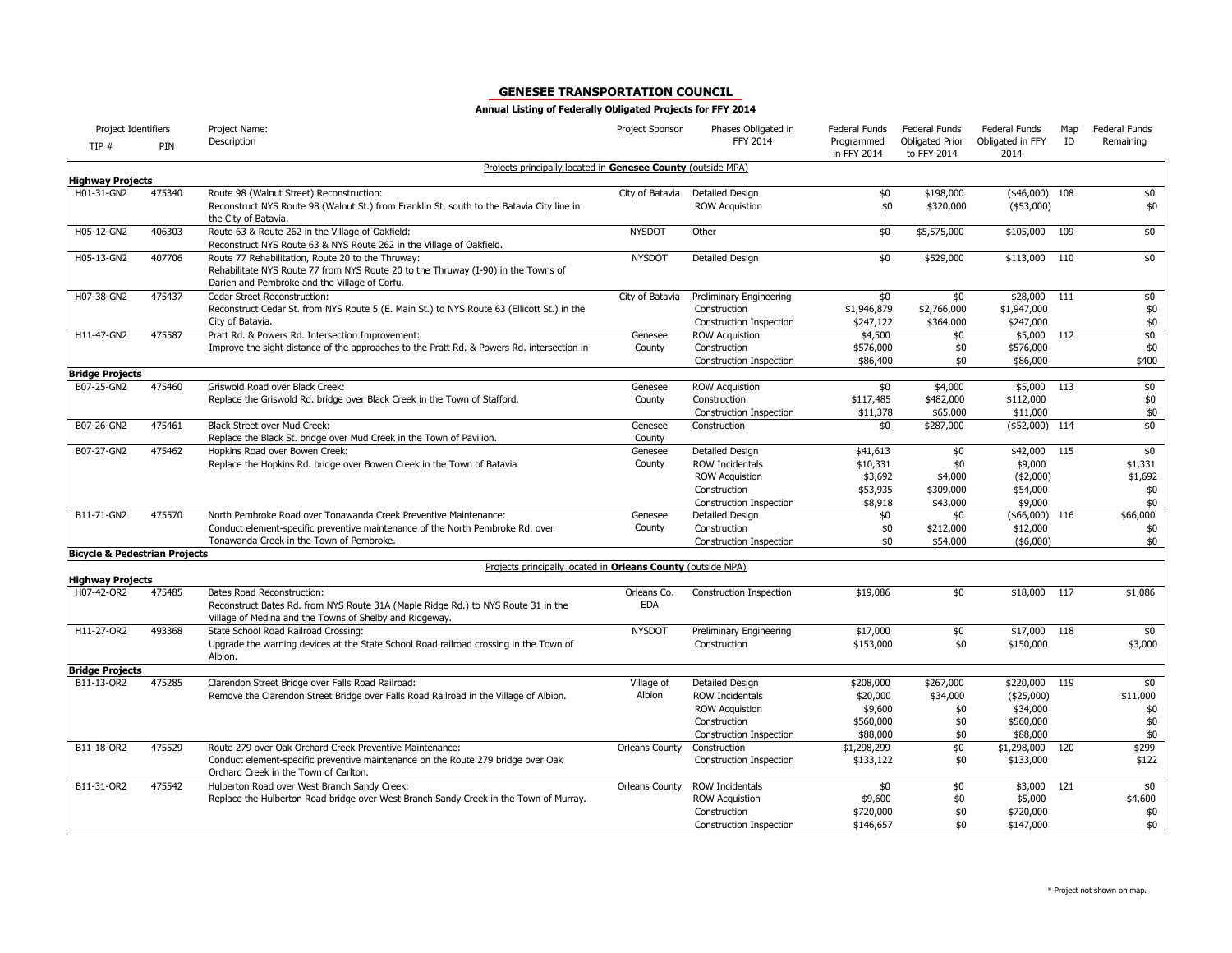## GENESEE TRANSPORTATION COUNCIL

**Annual Listing of Federally Obligated Projects for FFY 2014**

| Project Identifiers TIP # | PIN | Project Name: Description | Project Sponsor | Phases Obligated in FFY 2014 | Federal Funds Programmed in FFY 2014 | Federal Funds Obligated Prior to FFY 2014 | Federal Funds Obligated in FFY 2014 | Map ID | Federal Funds Remaining |
|---|---|---|---|---|---|---|---|---|---|
| | | Projects principally located in **Genesee County** (outside MPA) | | | | | | | |
| **Highway Projects** | | | | | | | | | |
| H01-31-GN2 | 475340 | Route 98 (Walnut Street) Reconstruction: Reconstruct NYS Route 98 (Walnut St.) from Franklin St. south to the Batavia City line in the City of Batavia. | City of Batavia | Detailed Design | $0 | $198,000 | ($46,000) | 108 | $0 |
| | | | | ROW Acquistion | $0 | $320,000 | ($53,000) | | $0 |
| H05-12-GN2 | 406303 | Route 63 & Route 262 in the Village of Oakfield: Reconstruct NYS Route 63 & NYS Route 262 in the Village of Oakfield. | NYSDOT | Other | $0 | $5,575,000 | $105,000 | 109 | $0 |
| H05-13-GN2 | 407706 | Route 77 Rehabilitation, Route 20 to the Thruway: Rehabilitate NYS Route 77 from NYS Route 20 to the Thruway (I-90) in the Towns of Darien and Pembroke and the Village of Corfu. | NYSDOT | Detailed Design | $0 | $529,000 | $113,000 | 110 | $0 |
| H07-38-GN2 | 475437 | Cedar Street Reconstruction: Reconstruct Cedar St. from NYS Route 5 (E. Main St.) to NYS Route 63 (Ellicott St.) in the City of Batavia. | City of Batavia | Preliminary Engineering | $0 | $0 | $28,000 | 111 | $0 |
| | | | | Construction | $1,946,879 | $2,766,000 | $1,947,000 | | $0 |
| | | | | Construction Inspection | $247,122 | $364,000 | $247,000 | | $0 |
| H11-47-GN2 | 475587 | Pratt Rd. & Powers Rd. Intersection Improvement: Improve the sight distance of the approaches to the Pratt Rd. & Powers Rd. intersection in | Genesee County | ROW Acquistion | $4,500 | $0 | $5,000 | 112 | $0 |
| | | | | Construction | $576,000 | $0 | $576,000 | | $0 |
| | | | | Construction Inspection | $86,400 | $0 | $86,000 | | $400 |
| **Bridge Projects** | | | | | | | | | |
| B07-25-GN2 | 475460 | Griswold Road over Black Creek: Replace the Griswold Rd. bridge over Black Creek in the Town of Stafford. | Genesee County | ROW Acquistion | $0 | $4,000 | $5,000 | 113 | $0 |
| | | | | Construction | $117,485 | $482,000 | $112,000 | | $0 |
| | | | | Construction Inspection | $11,378 | $65,000 | $11,000 | | $0 |
| B07-26-GN2 | 475461 | Black Street over Mud Creek: Replace the Black St. bridge over Mud Creek in the Town of Pavilion. | Genesee County | Construction | $0 | $287,000 | ($52,000) | 114 | $0 |
| B07-27-GN2 | 475462 | Hopkins Road over Bowen Creek: Replace the Hopkins Rd. bridge over Bowen Creek in the Town of Batavia | Genesee County | Detailed Design | $41,613 | $0 | $42,000 | 115 | $0 |
| | | | | ROW Incidentals | $10,331 | $0 | $9,000 | | $1,331 |
| | | | | ROW Acquistion | $3,692 | $4,000 | ($2,000) | | $1,692 |
| | | | | Construction | $53,935 | $309,000 | $54,000 | | $0 |
| | | | | Construction Inspection | $8,918 | $43,000 | $9,000 | | $0 |
| B11-71-GN2 | 475570 | North Pembroke Road over Tonawanda Creek Preventive Maintenance: Conduct element-specific preventive maintenance of the North Pembroke Rd. over Tonawanda Creek in the Town of Pembroke. | Genesee County | Detailed Design | $0 | $0 | ($66,000) | 116 | $66,000 |
| | | | | Construction | $0 | $212,000 | $12,000 | | $0 |
| | | | | Construction Inspection | $0 | $54,000 | ($6,000) | | $0 |
| **Bicycle & Pedestrian Projects** | | | | | | | | | |
| | | Projects principally located in **Orleans County** (outside MPA) | | | | | | | |
| **Highway Projects** | | | | | | | | | |
| H07-42-OR2 | 475485 | Bates Road Reconstruction: Reconstruct Bates Rd. from NYS Route 31A (Maple Ridge Rd.) to NYS Route 31 in the Village of Medina and the Towns of Shelby and Ridgeway. | Orleans Co. EDA | Construction Inspection | $19,086 | $0 | $18,000 | 117 | $1,086 |
| H11-27-OR2 | 493368 | State School Road Railroad Crossing: Upgrade the warning devices at the State School Road railroad crossing in the Town of Albion. | NYSDOT | Preliminary Engineering | $17,000 | $0 | $17,000 | 118 | $0 |
| | | | | Construction | $153,000 | $0 | $150,000 | | $3,000 |
| **Bridge Projects** | | | | | | | | | |
| B11-13-OR2 | 475285 | Clarendon Street Bridge over Falls Road Railroad: Remove the Clarendon Street Bridge over Falls Road Railroad in the Village of Albion. | Village of Albion | Detailed Design | $208,000 | $267,000 | $220,000 | 119 | $0 |
| | | | | ROW Incidentals | $20,000 | $34,000 | ($25,000) | | $11,000 |
| | | | | ROW Acquistion | $9,600 | $0 | $34,000 | | $0 |
| | | | | Construction | $560,000 | $0 | $560,000 | | $0 |
| | | | | Construction Inspection | $88,000 | $0 | $88,000 | | $0 |
| B11-18-OR2 | 475529 | Route 279 over Oak Orchard Creek Preventive Maintenance: Conduct element-specific preventive maintenance on the Route 279 bridge over Oak Orchard Creek in the Town of Carlton. | Orleans County | Construction | $1,298,299 | $0 | $1,298,000 | 120 | $299 |
| | | | | Construction Inspection | $133,122 | $0 | $133,000 | | $122 |
| B11-31-OR2 | 475542 | Hulberton Road over West Branch Sandy Creek: Replace the Hulberton Road bridge over West Branch Sandy Creek in the Town of Murray. | Orleans County | ROW Incidentals | $0 | $0 | $3,000 | 121 | $0 |
| | | | | ROW Acquistion | $9,600 | $0 | $5,000 | | $4,600 |
| | | | | Construction | $720,000 | $0 | $720,000 | | $0 |
| | | | | Construction Inspection | $146,657 | $0 | $147,000 | | $0 |

\* Project not shown on map.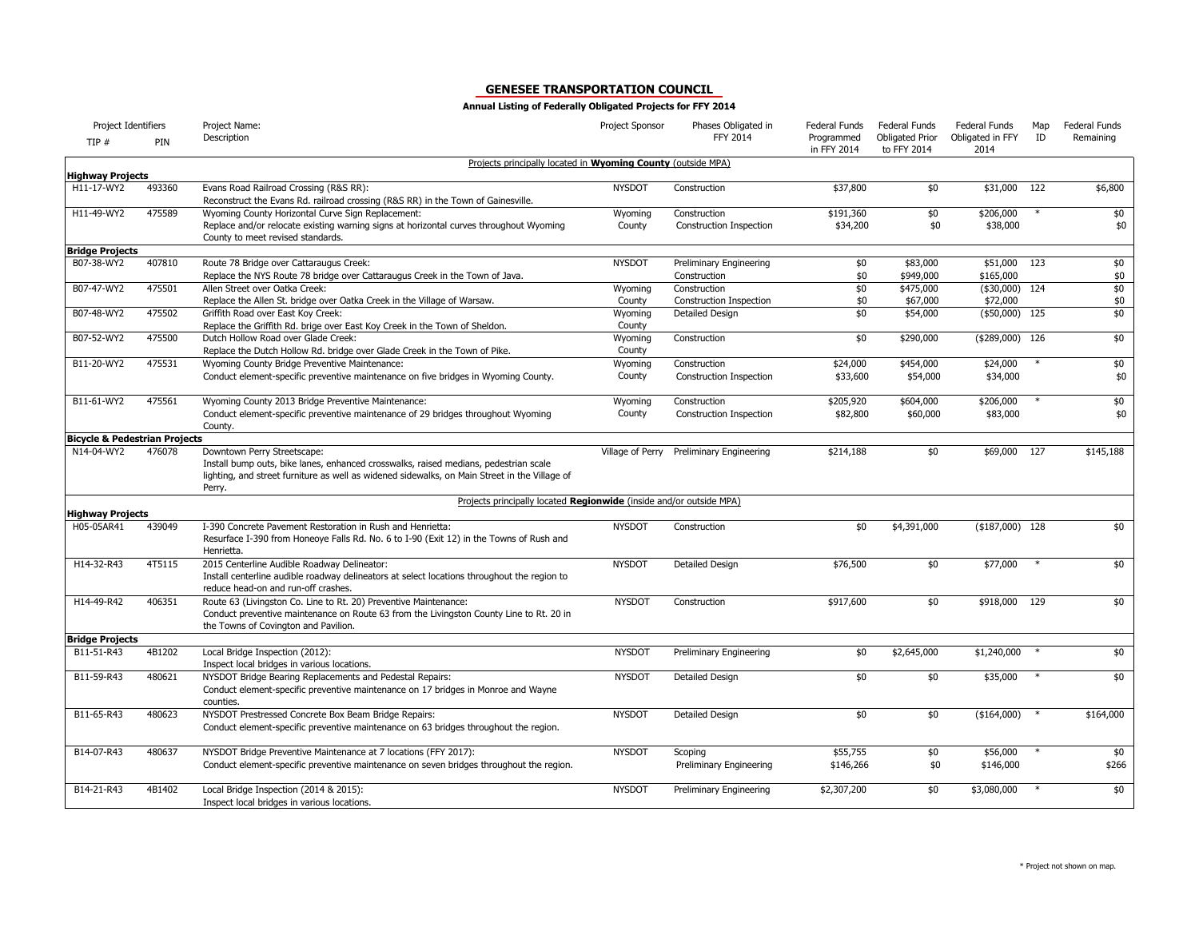# GENESEE TRANSPORTATION COUNCIL

**Annual Listing of Federally Obligated Projects for FFY 2014**

| Project Identifiers TIP # | PIN | Project Name: Description | Project Sponsor | Phases Obligated in FFY 2014 | Federal Funds Programmed in FFY 2014 | Federal Funds Obligated Prior to FFY 2014 | Federal Funds Obligated in FFY 2014 | Map ID | Federal Funds Remaining |
|---|---|---|---|---|---|---|---|---|---|
| | | Projects principally located in **Wyoming County** (outside MPA) | | | | | | | |
| **Highway Projects** | | | | | | | | | |
| H11-17-WY2 | 493360 | Evans Road Railroad Crossing (R&S RR): Reconstruct the Evans Rd. railroad crossing (R&S RR) in the Town of Gainesville. | NYSDOT | Construction | $37,800 | $0 | $31,000 | 122 | $6,800 |
| H11-49-WY2 | 475589 | Wyoming County Horizontal Curve Sign Replacement: Replace and/or relocate existing warning signs at horizontal curves throughout Wyoming County to meet revised standards. | Wyoming County | Construction<br>Construction Inspection | $191,360<br>$34,200 | $0<br>$0 | $206,000<br>$38,000 | * | $0<br>$0 |
| **Bridge Projects** | | | | | | | | | |
| B07-38-WY2 | 407810 | Route 78 Bridge over Cattaraugus Creek: Replace the NYS Route 78 bridge over Cattaraugus Creek in the Town of Java. | NYSDOT | Preliminary Engineering<br>Construction | $0<br>$0 | $83,000<br>$949,000 | $51,000<br>$165,000 | 123 | $0<br>$0 |
| B07-47-WY2 | 475501 | Allen Street over Oatka Creek: Replace the Allen St. bridge over Oatka Creek in the Village of Warsaw. | Wyoming County | Construction<br>Construction Inspection | $0<br>$0 | $475,000<br>$67,000 | ($30,000)<br>$72,000 | 124 | $0<br>$0 |
| B07-48-WY2 | 475502 | Griffith Road over East Koy Creek: Replace the Griffith Rd. brige over East Koy Creek in the Town of Sheldon. | Wyoming County | Detailed Design | $0 | $54,000 | ($50,000) | 125 | $0 |
| B07-52-WY2 | 475500 | Dutch Hollow Road over Glade Creek: Replace the Dutch Hollow Rd. bridge over Glade Creek in the Town of Pike. | Wyoming County | Construction | $0 | $290,000 | ($289,000) | 126 | $0 |
| B11-20-WY2 | 475531 | Wyoming County Bridge Preventive Maintenance: Conduct element-specific preventive maintenance on five bridges in Wyoming County. | Wyoming County | Construction<br>Construction Inspection | $24,000<br>$33,600 | $454,000<br>$54,000 | $24,000<br>$34,000 | * | $0<br>$0 |
| B11-61-WY2 | 475561 | Wyoming County 2013 Bridge Preventive Maintenance: Conduct element-specific preventive maintenance of 29 bridges throughout Wyoming County. | Wyoming County | Construction<br>Construction Inspection | $205,920<br>$82,800 | $604,000<br>$60,000 | $206,000<br>$83,000 | * | $0<br>$0 |
| **Bicycle & Pedestrian Projects** | | | | | | | | | |
| N14-04-WY2 | 476078 | Downtown Perry Streetscape: Install bump outs, bike lanes, enhanced crosswalks, raised medians, pedestrian scale lighting, and street furniture as well as widened sidewalks, on Main Street in the Village of Perry. | Village of Perry | Preliminary Engineering | $214,188 | $0 | $69,000 | 127 | $145,188 |
| | | Projects principally located **Regionwide** (inside and/or outside MPA) | | | | | | | |
| **Highway Projects** | | | | | | | | | |
| H05-05AR41 | 439049 | I-390 Concrete Pavement Restoration in Rush and Henrietta: Resurface I-390 from Honeoye Falls Rd. No. 6 to I-90 (Exit 12) in the Towns of Rush and Henrietta. | NYSDOT | Construction | $0 | $4,391,000 | ($187,000) | 128 | $0 |
| H14-32-R43 | 4T5115 | 2015 Centerline Audible Roadway Delineator: Install centerline audible roadway delineators at select locations throughout the region to reduce head-on and run-off crashes. | NYSDOT | Detailed Design | $76,500 | $0 | $77,000 | * | $0 |
| H14-49-R42 | 406351 | Route 63 (Livingston Co. Line to Rt. 20) Preventive Maintenance: Conduct preventive maintenance on Route 63 from the Livingston County Line to Rt. 20 in the Towns of Covington and Pavilion. | NYSDOT | Construction | $917,600 | $0 | $918,000 | 129 | $0 |
| **Bridge Projects** | | | | | | | | | |
| B11-51-R43 | 4B1202 | Local Bridge Inspection (2012): Inspect local bridges in various locations. | NYSDOT | Preliminary Engineering | $0 | $2,645,000 | $1,240,000 | * | $0 |
| B11-59-R43 | 480621 | NYSDOT Bridge Bearing Replacements and Pedestal Repairs: Conduct element-specific preventive maintenance on 17 bridges in Monroe and Wayne counties. | NYSDOT | Detailed Design | $0 | $0 | $35,000 | * | $0 |
| B11-65-R43 | 480623 | NYSDOT Prestressed Concrete Box Beam Bridge Repairs: Conduct element-specific preventive maintenance on 63 bridges throughout the region. | NYSDOT | Detailed Design | $0 | $0 | ($164,000) | * | $164,000 |
| B14-07-R43 | 480637 | NYSDOT Bridge Preventive Maintenance at 7 locations (FFY 2017): Conduct element-specific preventive maintenance on seven bridges throughout the region. | NYSDOT | Scoping<br>Preliminary Engineering | $55,755<br>$146,266 | $0<br>$0 | $56,000<br>$146,000 | * | $0<br>$266 |
| B14-21-R43 | 4B1402 | Local Bridge Inspection (2014 & 2015): Inspect local bridges in various locations. | NYSDOT | Preliminary Engineering | $2,307,200 | $0 | $3,080,000 | * | $0 |

\* Project not shown on map.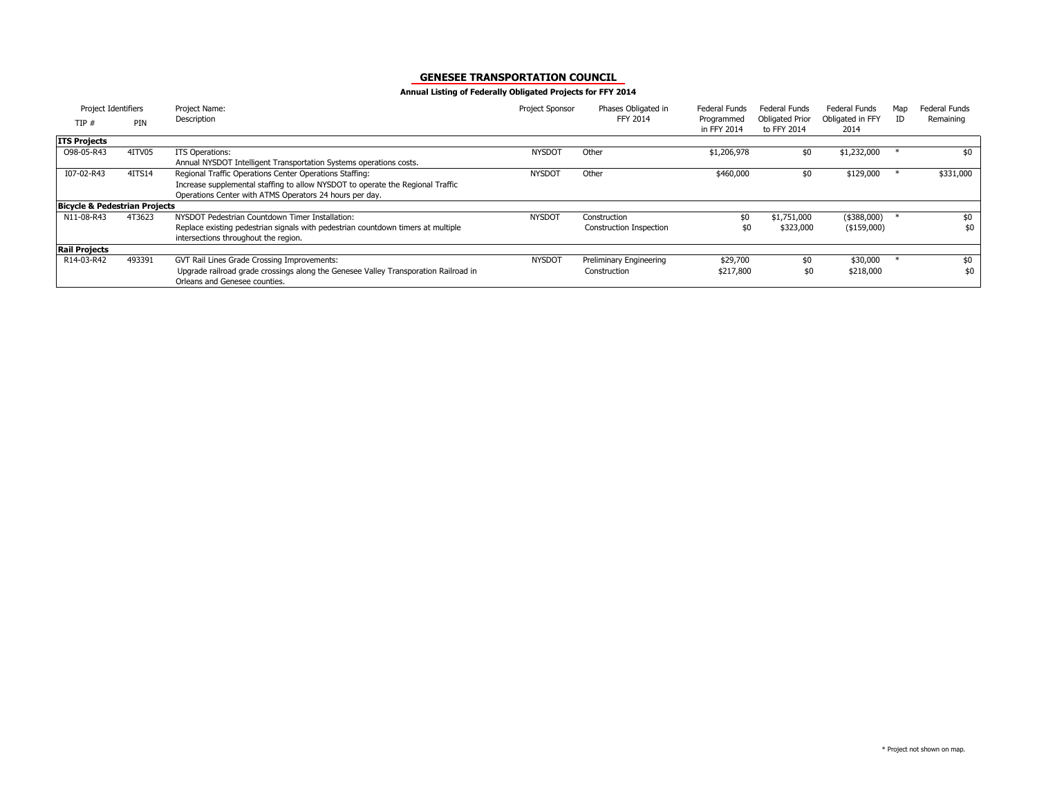## GENESEE TRANSPORTATION COUNCIL

**Annual Listing of Federally Obligated Projects for FFY 2014**

| Project Identifiers TIP # | PIN | Project Name: Description | Project Sponsor | Phases Obligated in FFY 2014 | Federal Funds Programmed in FFY 2014 | Federal Funds Obligated Prior to FFY 2014 | Federal Funds Obligated in FFY 2014 | Map ID | Federal Funds Remaining |
|---|---|---|---|---|---|---|---|---|---|
| **ITS Projects** | | | | | | | | | |
| O98-05-R43 | 4ITV05 | ITS Operations: Annual NYSDOT Intelligent Transportation Systems operations costs. | NYSDOT | Other | $1,206,978 | $0 | $1,232,000 | * | $0 |
| I07-02-R43 | 4ITS14 | Regional Traffic Operations Center Operations Staffing: Increase supplemental staffing to allow NYSDOT to operate the Regional Traffic Operations Center with ATMS Operators 24 hours per day. | NYSDOT | Other | $460,000 | $0 | $129,000 | * | $331,000 |
| **Bicycle & Pedestrian Projects** | | | | | | | | | |
| N11-08-R43 | 4T3623 | NYSDOT Pedestrian Countdown Timer Installation: Replace existing pedestrian signals with pedestrian countdown timers at multiple intersections throughout the region. | NYSDOT | Construction | $0 | $1,751,000 | ($388,000) | * | $0 |
| | | | | Construction Inspection | $0 | $323,000 | ($159,000) | | $0 |
| **Rail Projects** | | | | | | | | | |
| R14-03-R42 | 493391 | GVT Rail Lines Grade Crossing Improvements: Upgrade railroad grade crossings along the Genesee Valley Transporation Railroad in Orleans and Genesee counties. | NYSDOT | Preliminary Engineering | $29,700 | $0 | $30,000 | * | $0 |
| | | | | Construction | $217,800 | $0 | $218,000 | | $0 |

* Project not shown on map.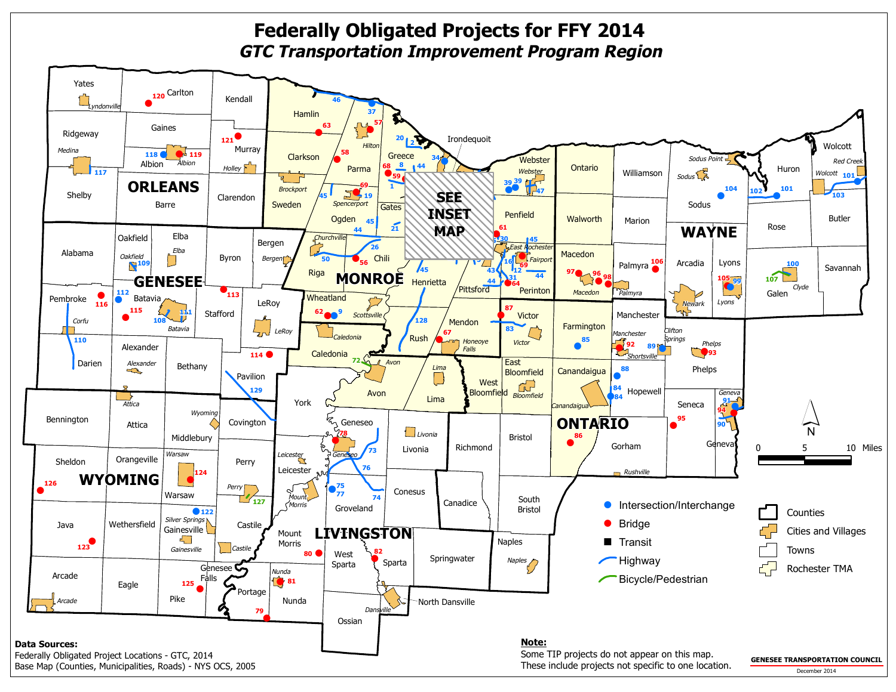# Federally Obligated Projects for FFY 2014

## *GTC Transportation Improvement Program Region*

**Legend:**

- Intersection/Interchange
- Bridge
- Transit
- Highway
- Bicycle/Pedestrian
- Counties
- Cities and Villages
- Towns
- Rochester TMA

0 5 10 Miles

**Data Sources:**
Federally Obligated Project Locations - GTC, 2014
Base Map (Counties, Municipalities, Roads) - NYS OCS, 2005

**Note:**
Some TIP projects do not appear on this map.
These include projects not specific to one location.

GENESEE TRANSPORTATION COUNCIL
December 2014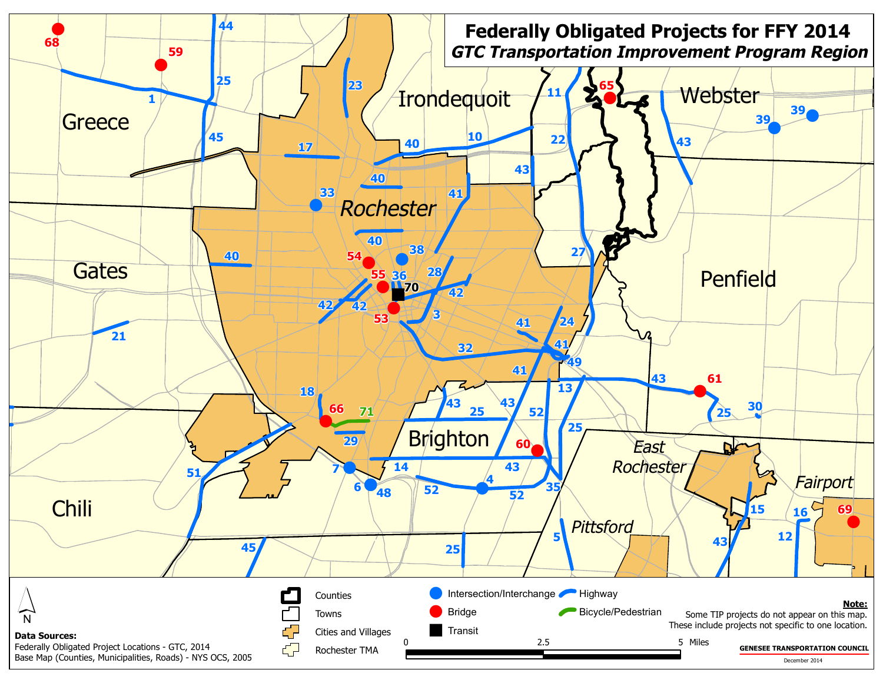# Federally Obligated Projects for FFY 2014

## *GTC Transportation Improvement Program Region*

Greece
Irondequoit
Webster
Rochester
Gates
Penfield
Brighton
East Rochester
Fairport
Pittsford
Chili

Counties
Towns
Cities and Villages
Rochester TMA

Intersection/Interchange
Bridge
Transit
Highway
Bicycle/Pedestrian

0 2.5 5 Miles

**Note:**
Some TIP projects do not appear on this map.
These include projects not specific to one location.

**Data Sources:**
Federally Obligated Project Locations - GTC, 2014
Base Map (Counties, Municipalities, Roads) - NYS OCS, 2005

GENESEE TRANSPORTATION COUNCIL
December 2014